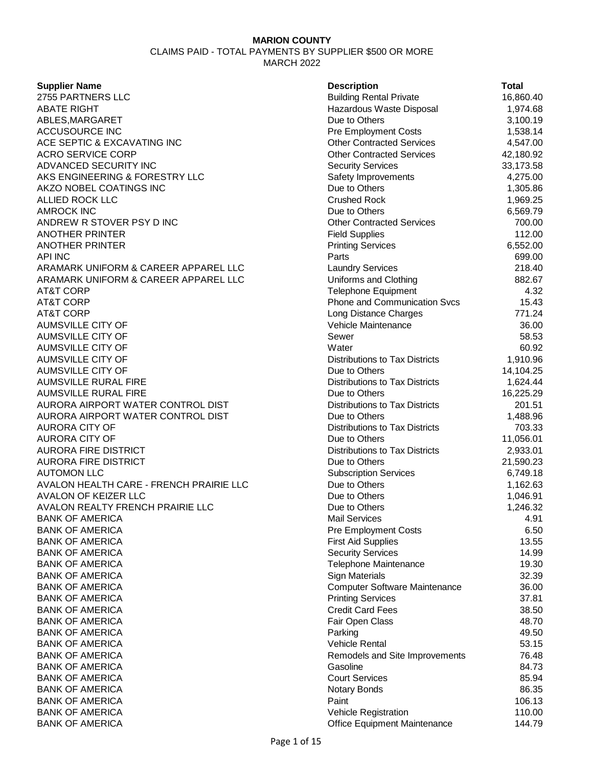**MARION COUNTY**

CLAIMS PAID - TOTAL PAYMENTS BY SUPPLIER $500 OR MORE

MARCH 2022

| Supplier Name | Description | Total |
|---|---|---|
| 2755 PARTNERS LLC | Building Rental Private | 16,860.40 |
| ABATE RIGHT | Hazardous Waste Disposal | 1,974.68 |
| ABLES,MARGARET | Due to Others | 3,100.19 |
| ACCUSOURCE INC | Pre Employment Costs | 1,538.14 |
| ACE SEPTIC & EXCAVATING INC | Other Contracted Services | 4,547.00 |
| ACRO SERVICE CORP | Other Contracted Services | 42,180.92 |
| ADVANCED SECURITY INC | Security Services | 33,173.58 |
| AKS ENGINEERING & FORESTRY LLC | Safety Improvements | 4,275.00 |
| AKZO NOBEL COATINGS INC | Due to Others | 1,305.86 |
| ALLIED ROCK LLC | Crushed Rock | 1,969.25 |
| AMROCK INC | Due to Others | 6,569.79 |
| ANDREW R STOVER PSY D INC | Other Contracted Services | 700.00 |
| ANOTHER PRINTER | Field Supplies | 112.00 |
| ANOTHER PRINTER | Printing Services | 6,552.00 |
| API INC | Parts | 699.00 |
| ARAMARK UNIFORM & CAREER APPAREL LLC | Laundry Services | 218.40 |
| ARAMARK UNIFORM & CAREER APPAREL LLC | Uniforms and Clothing | 882.67 |
| AT&T CORP | Telephone Equipment | 4.32 |
| AT&T CORP | Phone and Communication Svcs | 15.43 |
| AT&T CORP | Long Distance Charges | 771.24 |
| AUMSVILLE CITY OF | Vehicle Maintenance | 36.00 |
| AUMSVILLE CITY OF | Sewer | 58.53 |
| AUMSVILLE CITY OF | Water | 60.92 |
| AUMSVILLE CITY OF | Distributions to Tax Districts | 1,910.96 |
| AUMSVILLE CITY OF | Due to Others | 14,104.25 |
| AUMSVILLE RURAL FIRE | Distributions to Tax Districts | 1,624.44 |
| AUMSVILLE RURAL FIRE | Due to Others | 16,225.29 |
| AURORA AIRPORT WATER CONTROL DIST | Distributions to Tax Districts | 201.51 |
| AURORA AIRPORT WATER CONTROL DIST | Due to Others | 1,488.96 |
| AURORA CITY OF | Distributions to Tax Districts | 703.33 |
| AURORA CITY OF | Due to Others | 11,056.01 |
| AURORA FIRE DISTRICT | Distributions to Tax Districts | 2,933.01 |
| AURORA FIRE DISTRICT | Due to Others | 21,590.23 |
| AUTOMON LLC | Subscription Services | 6,749.18 |
| AVALON HEALTH CARE - FRENCH PRAIRIE LLC | Due to Others | 1,162.63 |
| AVALON OF KEIZER LLC | Due to Others | 1,046.91 |
| AVALON REALTY FRENCH PRAIRIE LLC | Due to Others | 1,246.32 |
| BANK OF AMERICA | Mail Services | 4.91 |
| BANK OF AMERICA | Pre Employment Costs | 6.50 |
| BANK OF AMERICA | First Aid Supplies | 13.55 |
| BANK OF AMERICA | Security Services | 14.99 |
| BANK OF AMERICA | Telephone Maintenance | 19.30 |
| BANK OF AMERICA | Sign Materials | 32.39 |
| BANK OF AMERICA | Computer Software Maintenance | 36.00 |
| BANK OF AMERICA | Printing Services | 37.81 |
| BANK OF AMERICA | Credit Card Fees | 38.50 |
| BANK OF AMERICA | Fair Open Class | 48.70 |
| BANK OF AMERICA | Parking | 49.50 |
| BANK OF AMERICA | Vehicle Rental | 53.15 |
| BANK OF AMERICA | Remodels and Site Improvements | 76.48 |
| BANK OF AMERICA | Gasoline | 84.73 |
| BANK OF AMERICA | Court Services | 85.94 |
| BANK OF AMERICA | Notary Bonds | 86.35 |
| BANK OF AMERICA | Paint | 106.13 |
| BANK OF AMERICA | Vehicle Registration | 110.00 |
| BANK OF AMERICA | Office Equipment Maintenance | 144.79 |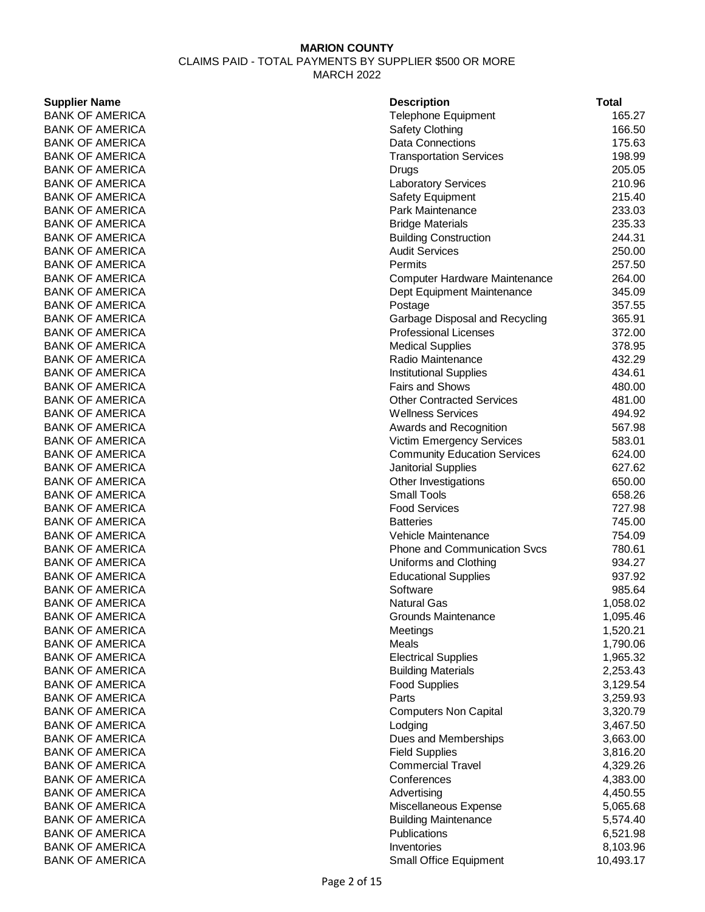**MARION COUNTY**
CLAIMS PAID - TOTAL PAYMENTS BY SUPPLIER $500 OR MORE
MARCH 2022

| Supplier Name | Description | Total |
|---|---|---|
| BANK OF AMERICA | Telephone Equipment | 165.27 |
| BANK OF AMERICA | Safety Clothing | 166.50 |
| BANK OF AMERICA | Data Connections | 175.63 |
| BANK OF AMERICA | Transportation Services | 198.99 |
| BANK OF AMERICA | Drugs | 205.05 |
| BANK OF AMERICA | Laboratory Services | 210.96 |
| BANK OF AMERICA | Safety Equipment | 215.40 |
| BANK OF AMERICA | Park Maintenance | 233.03 |
| BANK OF AMERICA | Bridge Materials | 235.33 |
| BANK OF AMERICA | Building Construction | 244.31 |
| BANK OF AMERICA | Audit Services | 250.00 |
| BANK OF AMERICA | Permits | 257.50 |
| BANK OF AMERICA | Computer Hardware Maintenance | 264.00 |
| BANK OF AMERICA | Dept Equipment Maintenance | 345.09 |
| BANK OF AMERICA | Postage | 357.55 |
| BANK OF AMERICA | Garbage Disposal and Recycling | 365.91 |
| BANK OF AMERICA | Professional Licenses | 372.00 |
| BANK OF AMERICA | Medical Supplies | 378.95 |
| BANK OF AMERICA | Radio Maintenance | 432.29 |
| BANK OF AMERICA | Institutional Supplies | 434.61 |
| BANK OF AMERICA | Fairs and Shows | 480.00 |
| BANK OF AMERICA | Other Contracted Services | 481.00 |
| BANK OF AMERICA | Wellness Services | 494.92 |
| BANK OF AMERICA | Awards and Recognition | 567.98 |
| BANK OF AMERICA | Victim Emergency Services | 583.01 |
| BANK OF AMERICA | Community Education Services | 624.00 |
| BANK OF AMERICA | Janitorial Supplies | 627.62 |
| BANK OF AMERICA | Other Investigations | 650.00 |
| BANK OF AMERICA | Small Tools | 658.26 |
| BANK OF AMERICA | Food Services | 727.98 |
| BANK OF AMERICA | Batteries | 745.00 |
| BANK OF AMERICA | Vehicle Maintenance | 754.09 |
| BANK OF AMERICA | Phone and Communication Svcs | 780.61 |
| BANK OF AMERICA | Uniforms and Clothing | 934.27 |
| BANK OF AMERICA | Educational Supplies | 937.92 |
| BANK OF AMERICA | Software | 985.64 |
| BANK OF AMERICA | Natural Gas | 1,058.02 |
| BANK OF AMERICA | Grounds Maintenance | 1,095.46 |
| BANK OF AMERICA | Meetings | 1,520.21 |
| BANK OF AMERICA | Meals | 1,790.06 |
| BANK OF AMERICA | Electrical Supplies | 1,965.32 |
| BANK OF AMERICA | Building Materials | 2,253.43 |
| BANK OF AMERICA | Food Supplies | 3,129.54 |
| BANK OF AMERICA | Parts | 3,259.93 |
| BANK OF AMERICA | Computers Non Capital | 3,320.79 |
| BANK OF AMERICA | Lodging | 3,467.50 |
| BANK OF AMERICA | Dues and Memberships | 3,663.00 |
| BANK OF AMERICA | Field Supplies | 3,816.20 |
| BANK OF AMERICA | Commercial Travel | 4,329.26 |
| BANK OF AMERICA | Conferences | 4,383.00 |
| BANK OF AMERICA | Advertising | 4,450.55 |
| BANK OF AMERICA | Miscellaneous Expense | 5,065.68 |
| BANK OF AMERICA | Building Maintenance | 5,574.40 |
| BANK OF AMERICA | Publications | 6,521.98 |
| BANK OF AMERICA | Inventories | 8,103.96 |
| BANK OF AMERICA | Small Office Equipment | 10,493.17 |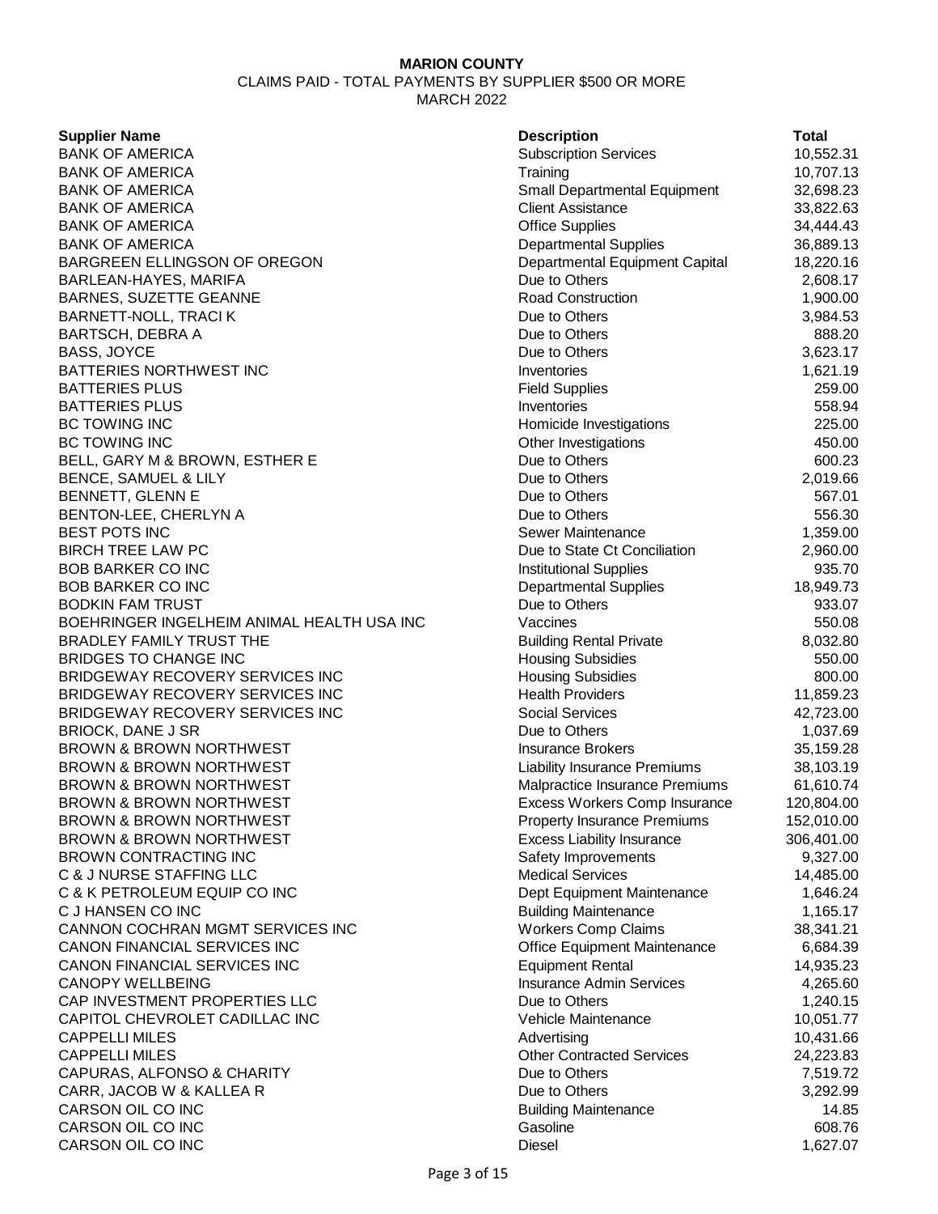**MARION COUNTY**

CLAIMS PAID - TOTAL PAYMENTS BY SUPPLIER $500 OR MORE

MARCH 2022

| Supplier Name | Description | Total |
|---|---|---|
| BANK OF AMERICA | Subscription Services | 10,552.31 |
| BANK OF AMERICA | Training | 10,707.13 |
| BANK OF AMERICA | Small Departmental Equipment | 32,698.23 |
| BANK OF AMERICA | Client Assistance | 33,822.63 |
| BANK OF AMERICA | Office Supplies | 34,444.43 |
| BANK OF AMERICA | Departmental Supplies | 36,889.13 |
| BARGREEN ELLINGSON OF OREGON | Departmental Equipment Capital | 18,220.16 |
| BARLEAN-HAYES, MARIFA | Due to Others | 2,608.17 |
| BARNES, SUZETTE GEANNE | Road Construction | 1,900.00 |
| BARNETT-NOLL, TRACI K | Due to Others | 3,984.53 |
| BARTSCH, DEBRA A | Due to Others | 888.20 |
| BASS, JOYCE | Due to Others | 3,623.17 |
| BATTERIES NORTHWEST INC | Inventories | 1,621.19 |
| BATTERIES PLUS | Field Supplies | 259.00 |
| BATTERIES PLUS | Inventories | 558.94 |
| BC TOWING INC | Homicide Investigations | 225.00 |
| BC TOWING INC | Other Investigations | 450.00 |
| BELL, GARY M & BROWN, ESTHER E | Due to Others | 600.23 |
| BENCE, SAMUEL & LILY | Due to Others | 2,019.66 |
| BENNETT, GLENN E | Due to Others | 567.01 |
| BENTON-LEE, CHERLYN A | Due to Others | 556.30 |
| BEST POTS INC | Sewer Maintenance | 1,359.00 |
| BIRCH TREE LAW PC | Due to State Ct Conciliation | 2,960.00 |
| BOB BARKER CO INC | Institutional Supplies | 935.70 |
| BOB BARKER CO INC | Departmental Supplies | 18,949.73 |
| BODKIN FAM TRUST | Due to Others | 933.07 |
| BOEHRINGER INGELHEIM ANIMAL HEALTH USA INC | Vaccines | 550.08 |
| BRADLEY FAMILY TRUST THE | Building Rental Private | 8,032.80 |
| BRIDGES TO CHANGE INC | Housing Subsidies | 550.00 |
| BRIDGEWAY RECOVERY SERVICES INC | Housing Subsidies | 800.00 |
| BRIDGEWAY RECOVERY SERVICES INC | Health Providers | 11,859.23 |
| BRIDGEWAY RECOVERY SERVICES INC | Social Services | 42,723.00 |
| BRIOCK, DANE J SR | Due to Others | 1,037.69 |
| BROWN & BROWN NORTHWEST | Insurance Brokers | 35,159.28 |
| BROWN & BROWN NORTHWEST | Liability Insurance Premiums | 38,103.19 |
| BROWN & BROWN NORTHWEST | Malpractice Insurance Premiums | 61,610.74 |
| BROWN & BROWN NORTHWEST | Excess Workers Comp Insurance | 120,804.00 |
| BROWN & BROWN NORTHWEST | Property Insurance Premiums | 152,010.00 |
| BROWN & BROWN NORTHWEST | Excess Liability Insurance | 306,401.00 |
| BROWN CONTRACTING INC | Safety Improvements | 9,327.00 |
| C & J NURSE STAFFING LLC | Medical Services | 14,485.00 |
| C & K PETROLEUM EQUIP CO INC | Dept Equipment Maintenance | 1,646.24 |
| C J HANSEN CO INC | Building Maintenance | 1,165.17 |
| CANNON COCHRAN MGMT SERVICES INC | Workers Comp Claims | 38,341.21 |
| CANON FINANCIAL SERVICES INC | Office Equipment Maintenance | 6,684.39 |
| CANON FINANCIAL SERVICES INC | Equipment Rental | 14,935.23 |
| CANOPY WELLBEING | Insurance Admin Services | 4,265.60 |
| CAP INVESTMENT PROPERTIES LLC | Due to Others | 1,240.15 |
| CAPITOL CHEVROLET CADILLAC INC | Vehicle Maintenance | 10,051.77 |
| CAPPELLI MILES | Advertising | 10,431.66 |
| CAPPELLI MILES | Other Contracted Services | 24,223.83 |
| CAPURAS, ALFONSO & CHARITY | Due to Others | 7,519.72 |
| CARR, JACOB W & KALLEA R | Due to Others | 3,292.99 |
| CARSON OIL CO INC | Building Maintenance | 14.85 |
| CARSON OIL CO INC | Gasoline | 608.76 |
| CARSON OIL CO INC | Diesel | 1,627.07 |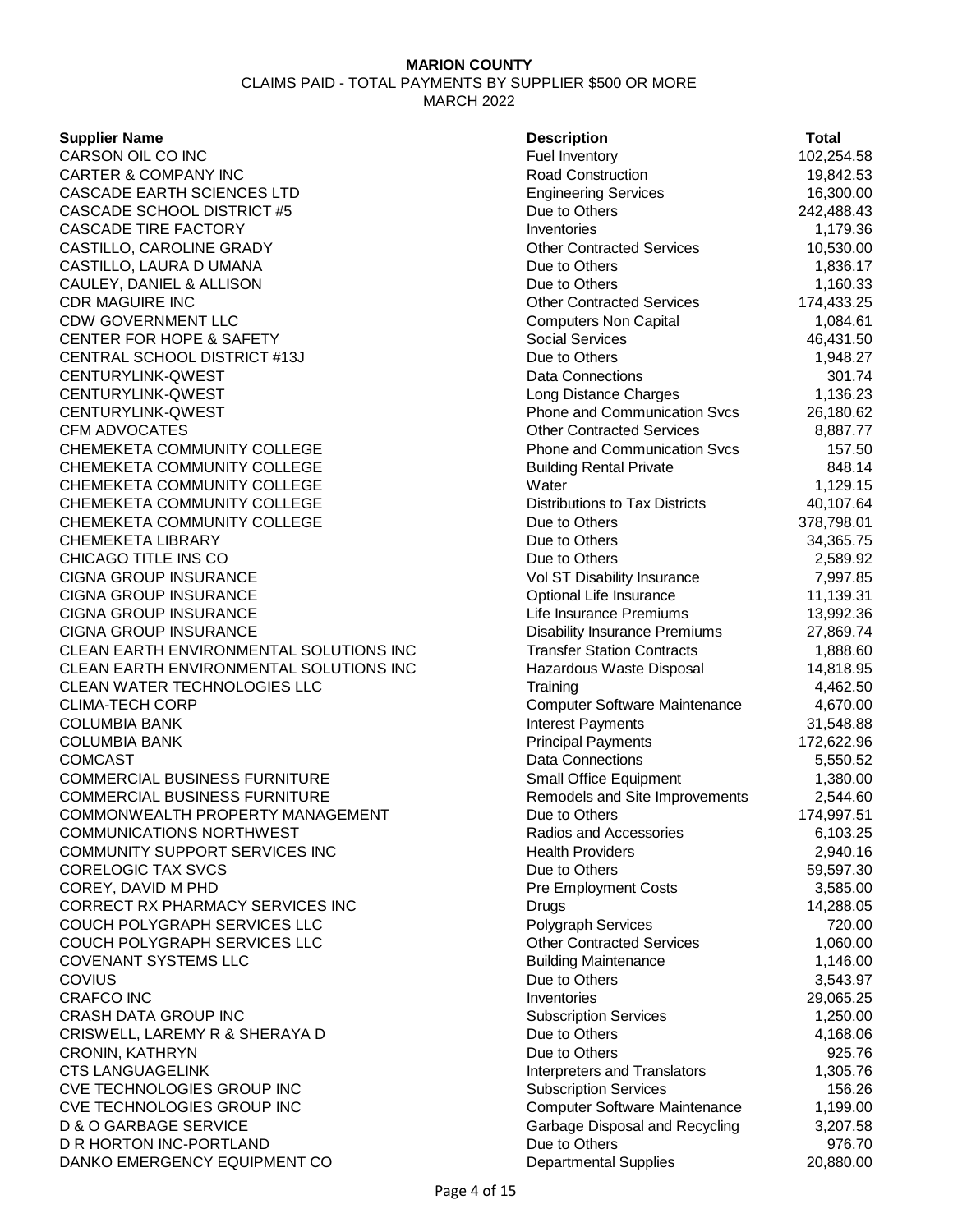**MARION COUNTY**

CLAIMS PAID - TOTAL PAYMENTS BY SUPPLIER $500 OR MORE

MARCH 2022

| Supplier Name | Description | Total |
|---|---|---|
| CARSON OIL CO INC | Fuel Inventory | 102,254.58 |
| CARTER & COMPANY INC | Road Construction | 19,842.53 |
| CASCADE EARTH SCIENCES LTD | Engineering Services | 16,300.00 |
| CASCADE SCHOOL DISTRICT #5 | Due to Others | 242,488.43 |
| CASCADE TIRE FACTORY | Inventories | 1,179.36 |
| CASTILLO, CAROLINE GRADY | Other Contracted Services | 10,530.00 |
| CASTILLO, LAURA D UMANA | Due to Others | 1,836.17 |
| CAULEY, DANIEL & ALLISON | Due to Others | 1,160.33 |
| CDR MAGUIRE INC | Other Contracted Services | 174,433.25 |
| CDW GOVERNMENT LLC | Computers Non Capital | 1,084.61 |
| CENTER FOR HOPE & SAFETY | Social Services | 46,431.50 |
| CENTRAL SCHOOL DISTRICT #13J | Due to Others | 1,948.27 |
| CENTURYLINK-QWEST | Data Connections | 301.74 |
| CENTURYLINK-QWEST | Long Distance Charges | 1,136.23 |
| CENTURYLINK-QWEST | Phone and Communication Svcs | 26,180.62 |
| CFM ADVOCATES | Other Contracted Services | 8,887.77 |
| CHEMEKETA COMMUNITY COLLEGE | Phone and Communication Svcs | 157.50 |
| CHEMEKETA COMMUNITY COLLEGE | Building Rental Private | 848.14 |
| CHEMEKETA COMMUNITY COLLEGE | Water | 1,129.15 |
| CHEMEKETA COMMUNITY COLLEGE | Distributions to Tax Districts | 40,107.64 |
| CHEMEKETA COMMUNITY COLLEGE | Due to Others | 378,798.01 |
| CHEMEKETA LIBRARY | Due to Others | 34,365.75 |
| CHICAGO TITLE INS CO | Due to Others | 2,589.92 |
| CIGNA GROUP INSURANCE | Vol ST Disability Insurance | 7,997.85 |
| CIGNA GROUP INSURANCE | Optional Life Insurance | 11,139.31 |
| CIGNA GROUP INSURANCE | Life Insurance Premiums | 13,992.36 |
| CIGNA GROUP INSURANCE | Disability Insurance Premiums | 27,869.74 |
| CLEAN EARTH ENVIRONMENTAL SOLUTIONS INC | Transfer Station Contracts | 1,888.60 |
| CLEAN EARTH ENVIRONMENTAL SOLUTIONS INC | Hazardous Waste Disposal | 14,818.95 |
| CLEAN WATER TECHNOLOGIES LLC | Training | 4,462.50 |
| CLIMA-TECH CORP | Computer Software Maintenance | 4,670.00 |
| COLUMBIA BANK | Interest Payments | 31,548.88 |
| COLUMBIA BANK | Principal Payments | 172,622.96 |
| COMCAST | Data Connections | 5,550.52 |
| COMMERCIAL BUSINESS FURNITURE | Small Office Equipment | 1,380.00 |
| COMMERCIAL BUSINESS FURNITURE | Remodels and Site Improvements | 2,544.60 |
| COMMONWEALTH PROPERTY MANAGEMENT | Due to Others | 174,997.51 |
| COMMUNICATIONS NORTHWEST | Radios and Accessories | 6,103.25 |
| COMMUNITY SUPPORT SERVICES INC | Health Providers | 2,940.16 |
| CORELOGIC TAX SVCS | Due to Others | 59,597.30 |
| COREY, DAVID M PHD | Pre Employment Costs | 3,585.00 |
| CORRECT RX PHARMACY SERVICES INC | Drugs | 14,288.05 |
| COUCH POLYGRAPH SERVICES LLC | Polygraph Services | 720.00 |
| COUCH POLYGRAPH SERVICES LLC | Other Contracted Services | 1,060.00 |
| COVENANT SYSTEMS LLC | Building Maintenance | 1,146.00 |
| COVIUS | Due to Others | 3,543.97 |
| CRAFCO INC | Inventories | 29,065.25 |
| CRASH DATA GROUP INC | Subscription Services | 1,250.00 |
| CRISWELL, LAREMY R & SHERAYA D | Due to Others | 4,168.06 |
| CRONIN, KATHRYN | Due to Others | 925.76 |
| CTS LANGUAGELINK | Interpreters and Translators | 1,305.76 |
| CVE TECHNOLOGIES GROUP INC | Subscription Services | 156.26 |
| CVE TECHNOLOGIES GROUP INC | Computer Software Maintenance | 1,199.00 |
| D & O GARBAGE SERVICE | Garbage Disposal and Recycling | 3,207.58 |
| D R HORTON INC-PORTLAND | Due to Others | 976.70 |
| DANKO EMERGENCY EQUIPMENT CO | Departmental Supplies | 20,880.00 |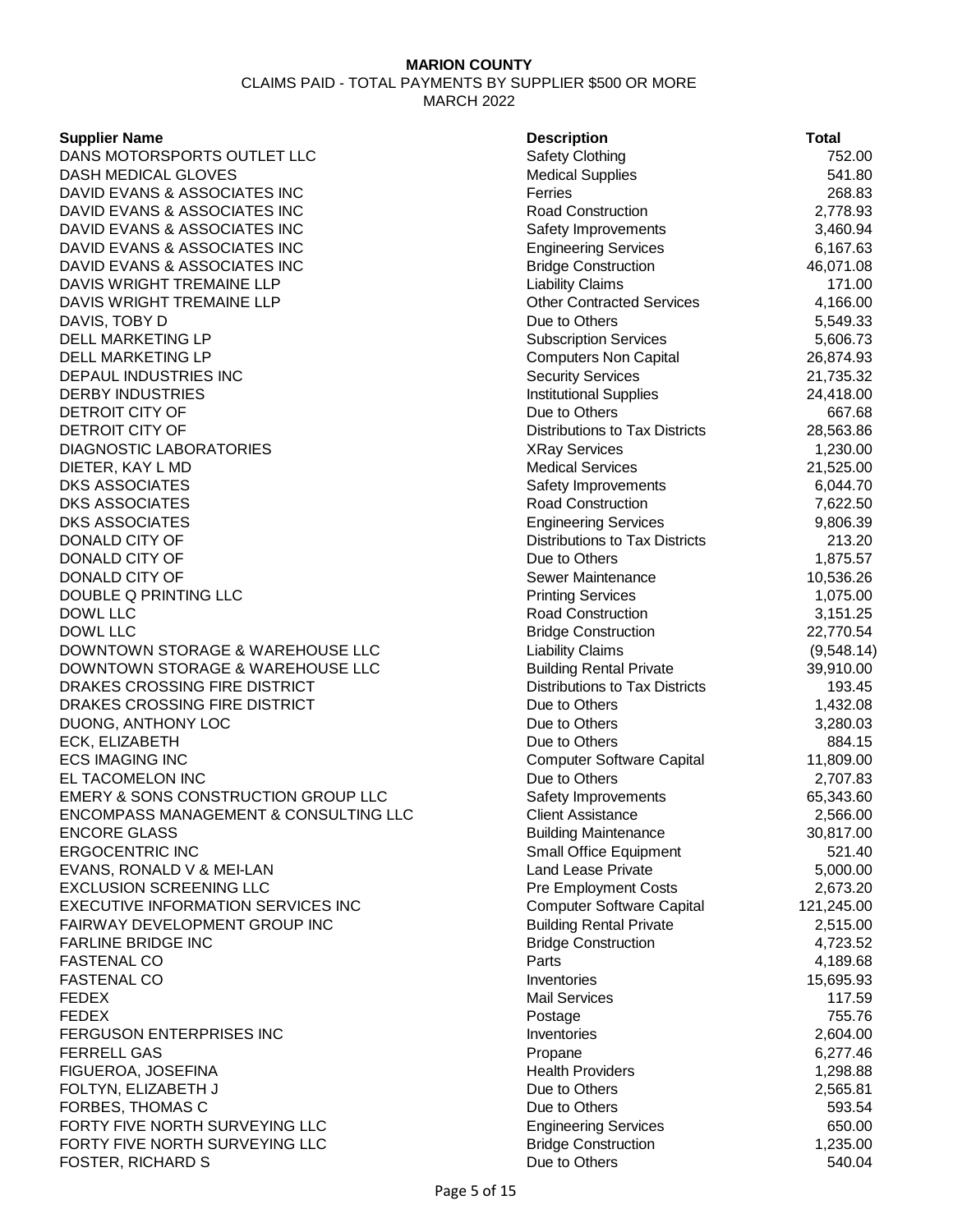**MARION COUNTY**

CLAIMS PAID - TOTAL PAYMENTS BY SUPPLIER $500 OR MORE

MARCH 2022

| Supplier Name | Description | Total |
|---|---|---|
| DANS MOTORSPORTS OUTLET LLC | Safety Clothing | 752.00 |
| DASH MEDICAL GLOVES | Medical Supplies | 541.80 |
| DAVID EVANS & ASSOCIATES INC | Ferries | 268.83 |
| DAVID EVANS & ASSOCIATES INC | Road Construction | 2,778.93 |
| DAVID EVANS & ASSOCIATES INC | Safety Improvements | 3,460.94 |
| DAVID EVANS & ASSOCIATES INC | Engineering Services | 6,167.63 |
| DAVID EVANS & ASSOCIATES INC | Bridge Construction | 46,071.08 |
| DAVIS WRIGHT TREMAINE LLP | Liability Claims | 171.00 |
| DAVIS WRIGHT TREMAINE LLP | Other Contracted Services | 4,166.00 |
| DAVIS, TOBY D | Due to Others | 5,549.33 |
| DELL MARKETING LP | Subscription Services | 5,606.73 |
| DELL MARKETING LP | Computers Non Capital | 26,874.93 |
| DEPAUL INDUSTRIES INC | Security Services | 21,735.32 |
| DERBY INDUSTRIES | Institutional Supplies | 24,418.00 |
| DETROIT CITY OF | Due to Others | 667.68 |
| DETROIT CITY OF | Distributions to Tax Districts | 28,563.86 |
| DIAGNOSTIC LABORATORIES | XRay Services | 1,230.00 |
| DIETER, KAY L MD | Medical Services | 21,525.00 |
| DKS ASSOCIATES | Safety Improvements | 6,044.70 |
| DKS ASSOCIATES | Road Construction | 7,622.50 |
| DKS ASSOCIATES | Engineering Services | 9,806.39 |
| DONALD CITY OF | Distributions to Tax Districts | 213.20 |
| DONALD CITY OF | Due to Others | 1,875.57 |
| DONALD CITY OF | Sewer Maintenance | 10,536.26 |
| DOUBLE Q PRINTING LLC | Printing Services | 1,075.00 |
| DOWL LLC | Road Construction | 3,151.25 |
| DOWL LLC | Bridge Construction | 22,770.54 |
| DOWNTOWN STORAGE & WAREHOUSE LLC | Liability Claims | (9,548.14) |
| DOWNTOWN STORAGE & WAREHOUSE LLC | Building Rental Private | 39,910.00 |
| DRAKES CROSSING FIRE DISTRICT | Distributions to Tax Districts | 193.45 |
| DRAKES CROSSING FIRE DISTRICT | Due to Others | 1,432.08 |
| DUONG, ANTHONY LOC | Due to Others | 3,280.03 |
| ECK, ELIZABETH | Due to Others | 884.15 |
| ECS IMAGING INC | Computer Software Capital | 11,809.00 |
| EL TACOMELON INC | Due to Others | 2,707.83 |
| EMERY & SONS CONSTRUCTION GROUP LLC | Safety Improvements | 65,343.60 |
| ENCOMPASS MANAGEMENT & CONSULTING LLC | Client Assistance | 2,566.00 |
| ENCORE GLASS | Building Maintenance | 30,817.00 |
| ERGOCENTRIC INC | Small Office Equipment | 521.40 |
| EVANS, RONALD V & MEI-LAN | Land Lease Private | 5,000.00 |
| EXCLUSION SCREENING LLC | Pre Employment Costs | 2,673.20 |
| EXECUTIVE INFORMATION SERVICES INC | Computer Software Capital | 121,245.00 |
| FAIRWAY DEVELOPMENT GROUP INC | Building Rental Private | 2,515.00 |
| FARLINE BRIDGE INC | Bridge Construction | 4,723.52 |
| FASTENAL CO | Parts | 4,189.68 |
| FASTENAL CO | Inventories | 15,695.93 |
| FEDEX | Mail Services | 117.59 |
| FEDEX | Postage | 755.76 |
| FERGUSON ENTERPRISES INC | Inventories | 2,604.00 |
| FERRELL GAS | Propane | 6,277.46 |
| FIGUEROA, JOSEFINA | Health Providers | 1,298.88 |
| FOLTYN, ELIZABETH J | Due to Others | 2,565.81 |
| FORBES, THOMAS C | Due to Others | 593.54 |
| FORTY FIVE NORTH SURVEYING LLC | Engineering Services | 650.00 |
| FORTY FIVE NORTH SURVEYING LLC | Bridge Construction | 1,235.00 |
| FOSTER, RICHARD S | Due to Others | 540.04 |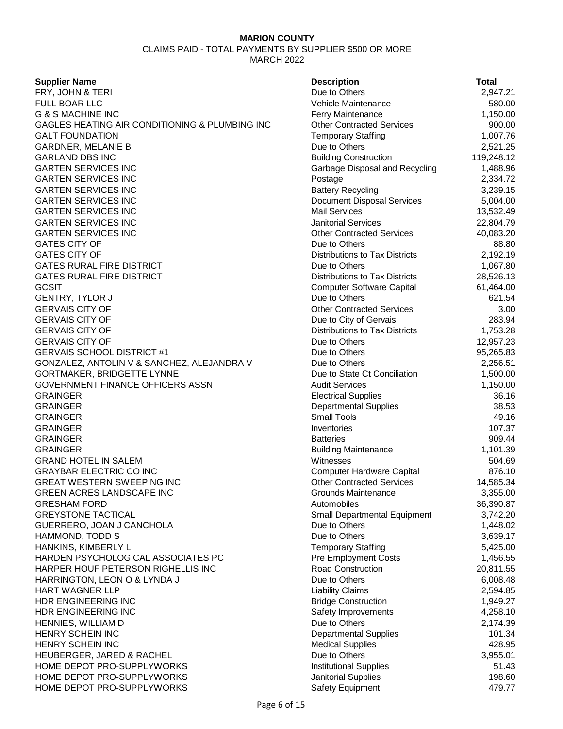**MARION COUNTY**

CLAIMS PAID - TOTAL PAYMENTS BY SUPPLIER $500 OR MORE

MARCH 2022

| Supplier Name | Description | Total |
|---|---|---|
| FRY, JOHN & TERI | Due to Others | 2,947.21 |
| FULL BOAR LLC | Vehicle Maintenance | 580.00 |
| G & S MACHINE INC | Ferry Maintenance | 1,150.00 |
| GAGLES HEATING AIR CONDITIONING & PLUMBING INC | Other Contracted Services | 900.00 |
| GALT FOUNDATION | Temporary Staffing | 1,007.76 |
| GARDNER, MELANIE B | Due to Others | 2,521.25 |
| GARLAND DBS INC | Building Construction | 119,248.12 |
| GARTEN SERVICES INC | Garbage Disposal and Recycling | 1,488.96 |
| GARTEN SERVICES INC | Postage | 2,334.72 |
| GARTEN SERVICES INC | Battery Recycling | 3,239.15 |
| GARTEN SERVICES INC | Document Disposal Services | 5,004.00 |
| GARTEN SERVICES INC | Mail Services | 13,532.49 |
| GARTEN SERVICES INC | Janitorial Services | 22,804.79 |
| GARTEN SERVICES INC | Other Contracted Services | 40,083.20 |
| GATES CITY OF | Due to Others | 88.80 |
| GATES CITY OF | Distributions to Tax Districts | 2,192.19 |
| GATES RURAL FIRE DISTRICT | Due to Others | 1,067.80 |
| GATES RURAL FIRE DISTRICT | Distributions to Tax Districts | 28,526.13 |
| GCSIT | Computer Software Capital | 61,464.00 |
| GENTRY, TYLOR J | Due to Others | 621.54 |
| GERVAIS CITY OF | Other Contracted Services | 3.00 |
| GERVAIS CITY OF | Due to City of Gervais | 283.94 |
| GERVAIS CITY OF | Distributions to Tax Districts | 1,753.28 |
| GERVAIS CITY OF | Due to Others | 12,957.23 |
| GERVAIS SCHOOL DISTRICT #1 | Due to Others | 95,265.83 |
| GONZALEZ, ANTOLIN V & SANCHEZ, ALEJANDRA V | Due to Others | 2,256.51 |
| GORTMAKER, BRIDGETTE LYNNE | Due to State Ct Conciliation | 1,500.00 |
| GOVERNMENT FINANCE OFFICERS ASSN | Audit Services | 1,150.00 |
| GRAINGER | Electrical Supplies | 36.16 |
| GRAINGER | Departmental Supplies | 38.53 |
| GRAINGER | Small Tools | 49.16 |
| GRAINGER | Inventories | 107.37 |
| GRAINGER | Batteries | 909.44 |
| GRAINGER | Building Maintenance | 1,101.39 |
| GRAND HOTEL IN SALEM | Witnesses | 504.69 |
| GRAYBAR ELECTRIC CO INC | Computer Hardware Capital | 876.10 |
| GREAT WESTERN SWEEPING INC | Other Contracted Services | 14,585.34 |
| GREEN ACRES LANDSCAPE INC | Grounds Maintenance | 3,355.00 |
| GRESHAM FORD | Automobiles | 36,390.87 |
| GREYSTONE TACTICAL | Small Departmental Equipment | 3,742.20 |
| GUERRERO, JOAN J CANCHOLA | Due to Others | 1,448.02 |
| HAMMOND, TODD S | Due to Others | 3,639.17 |
| HANKINS, KIMBERLY L | Temporary Staffing | 5,425.00 |
| HARDEN PSYCHOLOGICAL ASSOCIATES PC | Pre Employment Costs | 1,456.55 |
| HARPER HOUF PETERSON RIGHELLIS INC | Road Construction | 20,811.55 |
| HARRINGTON, LEON O & LYNDA J | Due to Others | 6,008.48 |
| HART WAGNER LLP | Liability Claims | 2,594.85 |
| HDR ENGINEERING INC | Bridge Construction | 1,949.27 |
| HDR ENGINEERING INC | Safety Improvements | 4,258.10 |
| HENNIES, WILLIAM D | Due to Others | 2,174.39 |
| HENRY SCHEIN INC | Departmental Supplies | 101.34 |
| HENRY SCHEIN INC | Medical Supplies | 428.95 |
| HEUBERGER, JARED & RACHEL | Due to Others | 3,955.01 |
| HOME DEPOT PRO-SUPPLYWORKS | Institutional Supplies | 51.43 |
| HOME DEPOT PRO-SUPPLYWORKS | Janitorial Supplies | 198.60 |
| HOME DEPOT PRO-SUPPLYWORKS | Safety Equipment | 479.77 |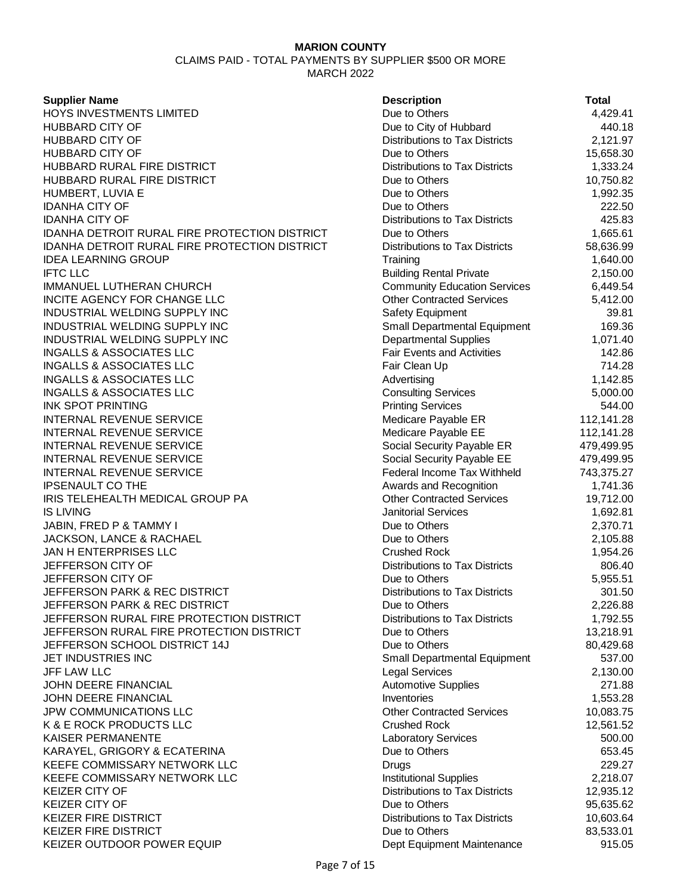**MARION COUNTY**

CLAIMS PAID - TOTAL PAYMENTS BY SUPPLIER $500 OR MORE

MARCH 2022

| Supplier Name | Description | Total |
|---|---|---|
| HOYS INVESTMENTS LIMITED | Due to Others | 4,429.41 |
| HUBBARD CITY OF | Due to City of Hubbard | 440.18 |
| HUBBARD CITY OF | Distributions to Tax Districts | 2,121.97 |
| HUBBARD CITY OF | Due to Others | 15,658.30 |
| HUBBARD RURAL FIRE DISTRICT | Distributions to Tax Districts | 1,333.24 |
| HUBBARD RURAL FIRE DISTRICT | Due to Others | 10,750.82 |
| HUMBERT, LUVIA E | Due to Others | 1,992.35 |
| IDANHA CITY OF | Due to Others | 222.50 |
| IDANHA CITY OF | Distributions to Tax Districts | 425.83 |
| IDANHA DETROIT RURAL FIRE PROTECTION DISTRICT | Due to Others | 1,665.61 |
| IDANHA DETROIT RURAL FIRE PROTECTION DISTRICT | Distributions to Tax Districts | 58,636.99 |
| IDEA LEARNING GROUP | Training | 1,640.00 |
| IFTC LLC | Building Rental Private | 2,150.00 |
| IMMANUEL LUTHERAN CHURCH | Community Education Services | 6,449.54 |
| INCITE AGENCY FOR CHANGE LLC | Other Contracted Services | 5,412.00 |
| INDUSTRIAL WELDING SUPPLY INC | Safety Equipment | 39.81 |
| INDUSTRIAL WELDING SUPPLY INC | Small Departmental Equipment | 169.36 |
| INDUSTRIAL WELDING SUPPLY INC | Departmental Supplies | 1,071.40 |
| INGALLS & ASSOCIATES LLC | Fair Events and Activities | 142.86 |
| INGALLS & ASSOCIATES LLC | Fair Clean Up | 714.28 |
| INGALLS & ASSOCIATES LLC | Advertising | 1,142.85 |
| INGALLS & ASSOCIATES LLC | Consulting Services | 5,000.00 |
| INK SPOT PRINTING | Printing Services | 544.00 |
| INTERNAL REVENUE SERVICE | Medicare Payable ER | 112,141.28 |
| INTERNAL REVENUE SERVICE | Medicare Payable EE | 112,141.28 |
| INTERNAL REVENUE SERVICE | Social Security Payable ER | 479,499.95 |
| INTERNAL REVENUE SERVICE | Social Security Payable EE | 479,499.95 |
| INTERNAL REVENUE SERVICE | Federal Income Tax Withheld | 743,375.27 |
| IPSENAULT CO THE | Awards and Recognition | 1,741.36 |
| IRIS TELEHEALTH MEDICAL GROUP PA | Other Contracted Services | 19,712.00 |
| IS LIVING | Janitorial Services | 1,692.81 |
| JABIN, FRED P & TAMMY I | Due to Others | 2,370.71 |
| JACKSON, LANCE & RACHAEL | Due to Others | 2,105.88 |
| JAN H ENTERPRISES LLC | Crushed Rock | 1,954.26 |
| JEFFERSON CITY OF | Distributions to Tax Districts | 806.40 |
| JEFFERSON CITY OF | Due to Others | 5,955.51 |
| JEFFERSON PARK & REC DISTRICT | Distributions to Tax Districts | 301.50 |
| JEFFERSON PARK & REC DISTRICT | Due to Others | 2,226.88 |
| JEFFERSON RURAL FIRE PROTECTION DISTRICT | Distributions to Tax Districts | 1,792.55 |
| JEFFERSON RURAL FIRE PROTECTION DISTRICT | Due to Others | 13,218.91 |
| JEFFERSON SCHOOL DISTRICT 14J | Due to Others | 80,429.68 |
| JET INDUSTRIES INC | Small Departmental Equipment | 537.00 |
| JFF LAW LLC | Legal Services | 2,130.00 |
| JOHN DEERE FINANCIAL | Automotive Supplies | 271.88 |
| JOHN DEERE FINANCIAL | Inventories | 1,553.28 |
| JPW COMMUNICATIONS LLC | Other Contracted Services | 10,083.75 |
| K & E ROCK PRODUCTS LLC | Crushed Rock | 12,561.52 |
| KAISER PERMANENTE | Laboratory Services | 500.00 |
| KARAYEL, GRIGORY & ECATERINA | Due to Others | 653.45 |
| KEEFE COMMISSARY NETWORK LLC | Drugs | 229.27 |
| KEEFE COMMISSARY NETWORK LLC | Institutional Supplies | 2,218.07 |
| KEIZER CITY OF | Distributions to Tax Districts | 12,935.12 |
| KEIZER CITY OF | Due to Others | 95,635.62 |
| KEIZER FIRE DISTRICT | Distributions to Tax Districts | 10,603.64 |
| KEIZER FIRE DISTRICT | Due to Others | 83,533.01 |
| KEIZER OUTDOOR POWER EQUIP | Dept Equipment Maintenance | 915.05 |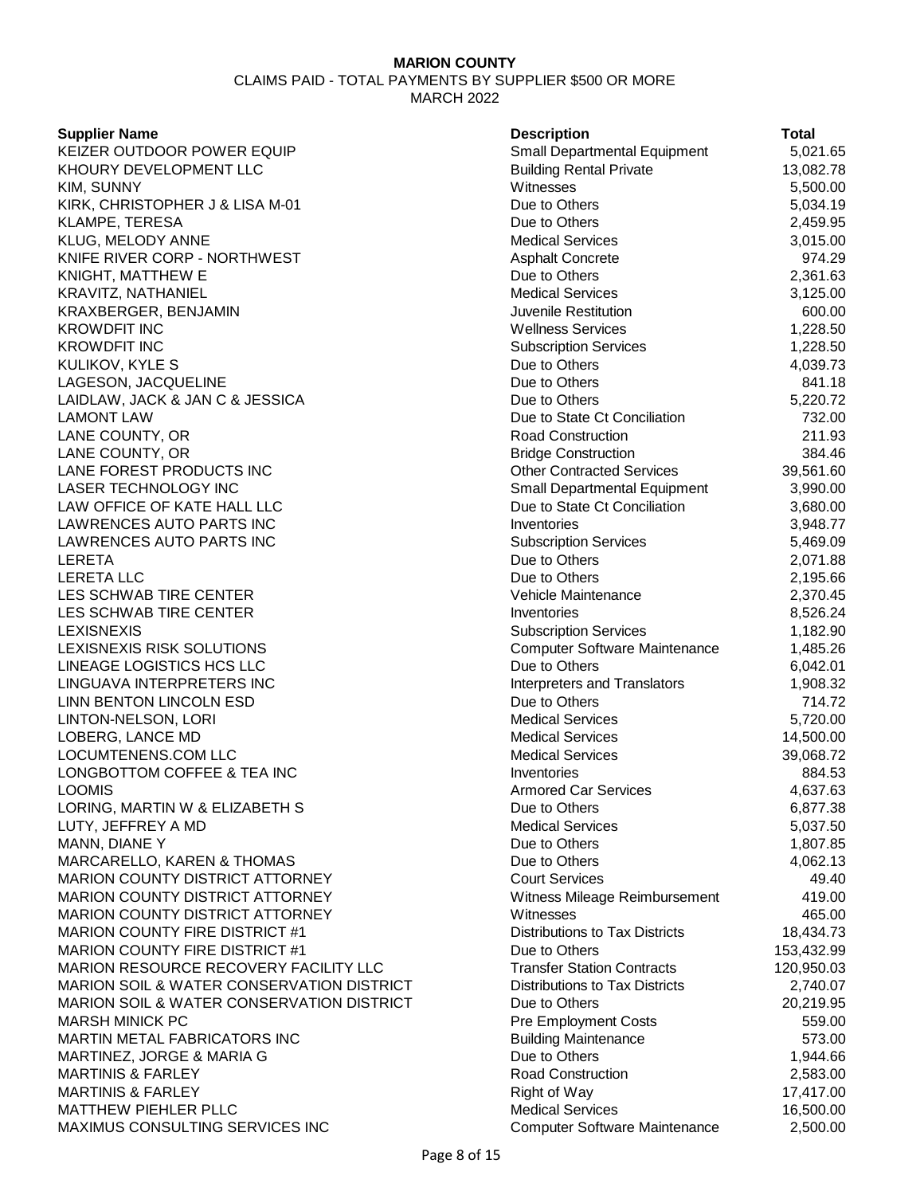**MARION COUNTY**

CLAIMS PAID - TOTAL PAYMENTS BY SUPPLIER $500 OR MORE

MARCH 2022

| Supplier Name | Description | Total |
|---|---|---|
| KEIZER OUTDOOR POWER EQUIP | Small Departmental Equipment | 5,021.65 |
| KHOURY DEVELOPMENT LLC | Building Rental Private | 13,082.78 |
| KIM, SUNNY | Witnesses | 5,500.00 |
| KIRK, CHRISTOPHER J & LISA M-01 | Due to Others | 5,034.19 |
| KLAMPE, TERESA | Due to Others | 2,459.95 |
| KLUG, MELODY ANNE | Medical Services | 3,015.00 |
| KNIFE RIVER CORP - NORTHWEST | Asphalt Concrete | 974.29 |
| KNIGHT, MATTHEW E | Due to Others | 2,361.63 |
| KRAVITZ, NATHANIEL | Medical Services | 3,125.00 |
| KRAXBERGER, BENJAMIN | Juvenile Restitution | 600.00 |
| KROWDFIT INC | Wellness Services | 1,228.50 |
| KROWDFIT INC | Subscription Services | 1,228.50 |
| KULIKOV, KYLE S | Due to Others | 4,039.73 |
| LAGESON, JACQUELINE | Due to Others | 841.18 |
| LAIDLAW, JACK & JAN C & JESSICA | Due to Others | 5,220.72 |
| LAMONT LAW | Due to State Ct Conciliation | 732.00 |
| LANE COUNTY, OR | Road Construction | 211.93 |
| LANE COUNTY, OR | Bridge Construction | 384.46 |
| LANE FOREST PRODUCTS INC | Other Contracted Services | 39,561.60 |
| LASER TECHNOLOGY INC | Small Departmental Equipment | 3,990.00 |
| LAW OFFICE OF KATE HALL LLC | Due to State Ct Conciliation | 3,680.00 |
| LAWRENCES AUTO PARTS INC | Inventories | 3,948.77 |
| LAWRENCES AUTO PARTS INC | Subscription Services | 5,469.09 |
| LERETA | Due to Others | 2,071.88 |
| LERETA LLC | Due to Others | 2,195.66 |
| LES SCHWAB TIRE CENTER | Vehicle Maintenance | 2,370.45 |
| LES SCHWAB TIRE CENTER | Inventories | 8,526.24 |
| LEXISNEXIS | Subscription Services | 1,182.90 |
| LEXISNEXIS RISK SOLUTIONS | Computer Software Maintenance | 1,485.26 |
| LINEAGE LOGISTICS HCS LLC | Due to Others | 6,042.01 |
| LINGUAVA INTERPRETERS INC | Interpreters and Translators | 1,908.32 |
| LINN BENTON LINCOLN ESD | Due to Others | 714.72 |
| LINTON-NELSON, LORI | Medical Services | 5,720.00 |
| LOBERG, LANCE MD | Medical Services | 14,500.00 |
| LOCUMTENENS.COM LLC | Medical Services | 39,068.72 |
| LONGBOTTOM COFFEE & TEA INC | Inventories | 884.53 |
| LOOMIS | Armored Car Services | 4,637.63 |
| LORING, MARTIN W & ELIZABETH S | Due to Others | 6,877.38 |
| LUTY, JEFFREY A MD | Medical Services | 5,037.50 |
| MANN, DIANE Y | Due to Others | 1,807.85 |
| MARCARELLO, KAREN & THOMAS | Due to Others | 4,062.13 |
| MARION COUNTY DISTRICT ATTORNEY | Court Services | 49.40 |
| MARION COUNTY DISTRICT ATTORNEY | Witness Mileage Reimbursement | 419.00 |
| MARION COUNTY DISTRICT ATTORNEY | Witnesses | 465.00 |
| MARION COUNTY FIRE DISTRICT #1 | Distributions to Tax Districts | 18,434.73 |
| MARION COUNTY FIRE DISTRICT #1 | Due to Others | 153,432.99 |
| MARION RESOURCE RECOVERY FACILITY LLC | Transfer Station Contracts | 120,950.03 |
| MARION SOIL & WATER CONSERVATION DISTRICT | Distributions to Tax Districts | 2,740.07 |
| MARION SOIL & WATER CONSERVATION DISTRICT | Due to Others | 20,219.95 |
| MARSH MINICK PC | Pre Employment Costs | 559.00 |
| MARTIN METAL FABRICATORS INC | Building Maintenance | 573.00 |
| MARTINEZ, JORGE & MARIA G | Due to Others | 1,944.66 |
| MARTINIS & FARLEY | Road Construction | 2,583.00 |
| MARTINIS & FARLEY | Right of Way | 17,417.00 |
| MATTHEW PIEHLER PLLC | Medical Services | 16,500.00 |
| MAXIMUS CONSULTING SERVICES INC | Computer Software Maintenance | 2,500.00 |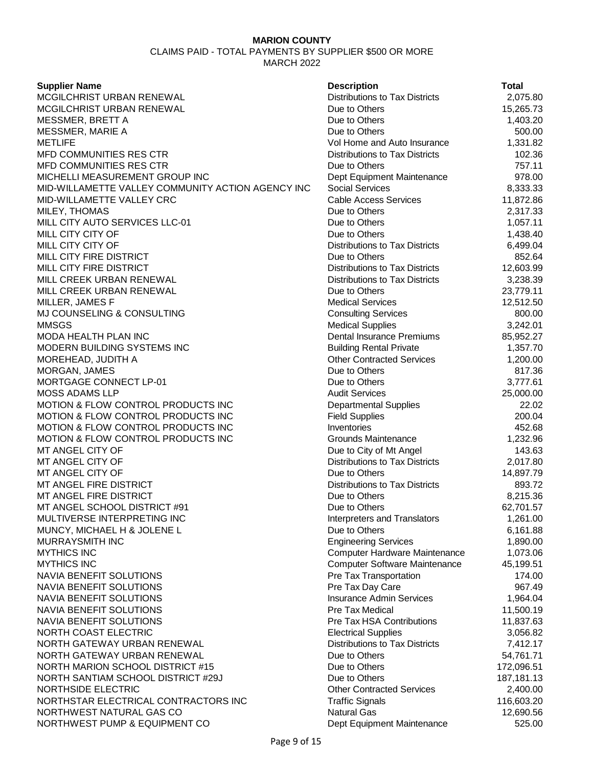**MARION COUNTY**

CLAIMS PAID - TOTAL PAYMENTS BY SUPPLIER $500 OR MORE

MARCH 2022

| Supplier Name | Description | Total |
|---|---|---|
| MCGILCHRIST URBAN RENEWAL | Distributions to Tax Districts | 2,075.80 |
| MCGILCHRIST URBAN RENEWAL | Due to Others | 15,265.73 |
| MESSMER, BRETT A | Due to Others | 1,403.20 |
| MESSMER, MARIE A | Due to Others | 500.00 |
| METLIFE | Vol Home and Auto Insurance | 1,331.82 |
| MFD COMMUNITIES RES CTR | Distributions to Tax Districts | 102.36 |
| MFD COMMUNITIES RES CTR | Due to Others | 757.11 |
| MICHELLI MEASUREMENT GROUP INC | Dept Equipment Maintenance | 978.00 |
| MID-WILLAMETTE VALLEY COMMUNITY ACTION AGENCY INC | Social Services | 8,333.33 |
| MID-WILLAMETTE VALLEY CRC | Cable Access Services | 11,872.86 |
| MILEY, THOMAS | Due to Others | 2,317.33 |
| MILL CITY AUTO SERVICES LLC-01 | Due to Others | 1,057.11 |
| MILL CITY CITY OF | Due to Others | 1,438.40 |
| MILL CITY CITY OF | Distributions to Tax Districts | 6,499.04 |
| MILL CITY FIRE DISTRICT | Due to Others | 852.64 |
| MILL CITY FIRE DISTRICT | Distributions to Tax Districts | 12,603.99 |
| MILL CREEK URBAN RENEWAL | Distributions to Tax Districts | 3,238.39 |
| MILL CREEK URBAN RENEWAL | Due to Others | 23,779.11 |
| MILLER, JAMES F | Medical Services | 12,512.50 |
| MJ COUNSELING & CONSULTING | Consulting Services | 800.00 |
| MMSGS | Medical Supplies | 3,242.01 |
| MODA HEALTH PLAN INC | Dental Insurance Premiums | 85,952.27 |
| MODERN BUILDING SYSTEMS INC | Building Rental Private | 1,357.70 |
| MOREHEAD, JUDITH A | Other Contracted Services | 1,200.00 |
| MORGAN, JAMES | Due to Others | 817.36 |
| MORTGAGE CONNECT LP-01 | Due to Others | 3,777.61 |
| MOSS ADAMS LLP | Audit Services | 25,000.00 |
| MOTION & FLOW CONTROL PRODUCTS INC | Departmental Supplies | 22.02 |
| MOTION & FLOW CONTROL PRODUCTS INC | Field Supplies | 200.04 |
| MOTION & FLOW CONTROL PRODUCTS INC | Inventories | 452.68 |
| MOTION & FLOW CONTROL PRODUCTS INC | Grounds Maintenance | 1,232.96 |
| MT ANGEL CITY OF | Due to City of Mt Angel | 143.63 |
| MT ANGEL CITY OF | Distributions to Tax Districts | 2,017.80 |
| MT ANGEL CITY OF | Due to Others | 14,897.79 |
| MT ANGEL FIRE DISTRICT | Distributions to Tax Districts | 893.72 |
| MT ANGEL FIRE DISTRICT | Due to Others | 8,215.36 |
| MT ANGEL SCHOOL DISTRICT #91 | Due to Others | 62,701.57 |
| MULTIVERSE INTERPRETING INC | Interpreters and Translators | 1,261.00 |
| MUNCY, MICHAEL H & JOLENE L | Due to Others | 6,161.88 |
| MURRAYSMITH INC | Engineering Services | 1,890.00 |
| MYTHICS INC | Computer Hardware Maintenance | 1,073.06 |
| MYTHICS INC | Computer Software Maintenance | 45,199.51 |
| NAVIA BENEFIT SOLUTIONS | Pre Tax Transportation | 174.00 |
| NAVIA BENEFIT SOLUTIONS | Pre Tax Day Care | 967.49 |
| NAVIA BENEFIT SOLUTIONS | Insurance Admin Services | 1,964.04 |
| NAVIA BENEFIT SOLUTIONS | Pre Tax Medical | 11,500.19 |
| NAVIA BENEFIT SOLUTIONS | Pre Tax HSA Contributions | 11,837.63 |
| NORTH COAST ELECTRIC | Electrical Supplies | 3,056.82 |
| NORTH GATEWAY URBAN RENEWAL | Distributions to Tax Districts | 7,412.17 |
| NORTH GATEWAY URBAN RENEWAL | Due to Others | 54,761.71 |
| NORTH MARION SCHOOL DISTRICT #15 | Due to Others | 172,096.51 |
| NORTH SANTIAM SCHOOL DISTRICT #29J | Due to Others | 187,181.13 |
| NORTHSIDE ELECTRIC | Other Contracted Services | 2,400.00 |
| NORTHSTAR ELECTRICAL CONTRACTORS INC | Traffic Signals | 116,603.20 |
| NORTHWEST NATURAL GAS CO | Natural Gas | 12,690.56 |
| NORTHWEST PUMP & EQUIPMENT CO | Dept Equipment Maintenance | 525.00 |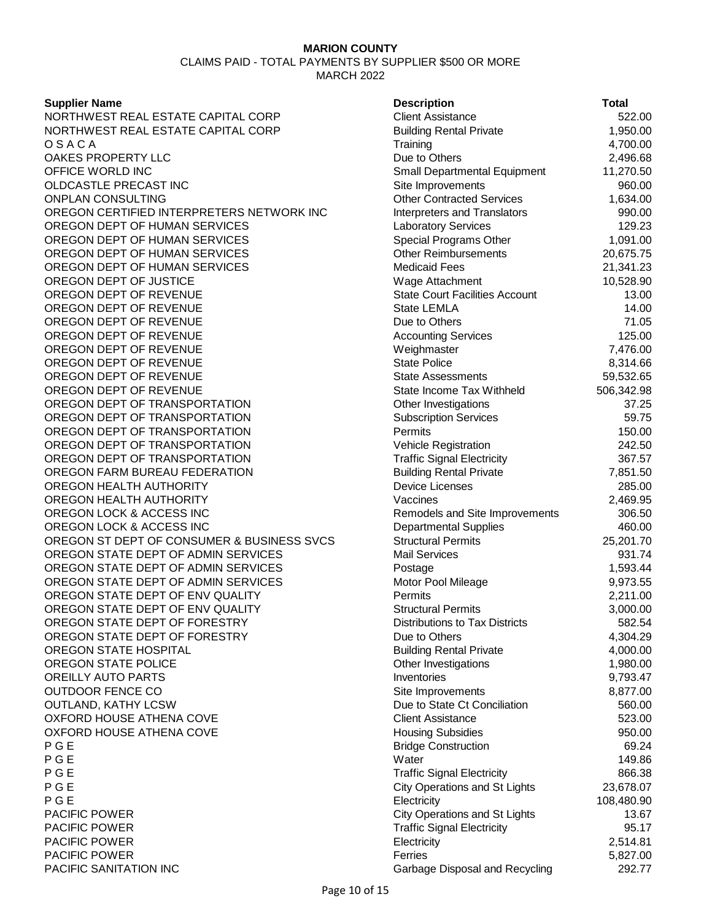**MARION COUNTY**

CLAIMS PAID - TOTAL PAYMENTS BY SUPPLIER $500 OR MORE

MARCH 2022

| Supplier Name | Description | Total |
|---|---|---|
| NORTHWEST REAL ESTATE CAPITAL CORP | Client Assistance | 522.00 |
| NORTHWEST REAL ESTATE CAPITAL CORP | Building Rental Private | 1,950.00 |
| O S A C A | Training | 4,700.00 |
| OAKES PROPERTY LLC | Due to Others | 2,496.68 |
| OFFICE WORLD INC | Small Departmental Equipment | 11,270.50 |
| OLDCASTLE PRECAST INC | Site Improvements | 960.00 |
| ONPLAN CONSULTING | Other Contracted Services | 1,634.00 |
| OREGON CERTIFIED INTERPRETERS NETWORK INC | Interpreters and Translators | 990.00 |
| OREGON DEPT OF HUMAN SERVICES | Laboratory Services | 129.23 |
| OREGON DEPT OF HUMAN SERVICES | Special Programs Other | 1,091.00 |
| OREGON DEPT OF HUMAN SERVICES | Other Reimbursements | 20,675.75 |
| OREGON DEPT OF HUMAN SERVICES | Medicaid Fees | 21,341.23 |
| OREGON DEPT OF JUSTICE | Wage Attachment | 10,528.90 |
| OREGON DEPT OF REVENUE | State Court Facilities Account | 13.00 |
| OREGON DEPT OF REVENUE | State LEMLA | 14.00 |
| OREGON DEPT OF REVENUE | Due to Others | 71.05 |
| OREGON DEPT OF REVENUE | Accounting Services | 125.00 |
| OREGON DEPT OF REVENUE | Weighmaster | 7,476.00 |
| OREGON DEPT OF REVENUE | State Police | 8,314.66 |
| OREGON DEPT OF REVENUE | State Assessments | 59,532.65 |
| OREGON DEPT OF REVENUE | State Income Tax Withheld | 506,342.98 |
| OREGON DEPT OF TRANSPORTATION | Other Investigations | 37.25 |
| OREGON DEPT OF TRANSPORTATION | Subscription Services | 59.75 |
| OREGON DEPT OF TRANSPORTATION | Permits | 150.00 |
| OREGON DEPT OF TRANSPORTATION | Vehicle Registration | 242.50 |
| OREGON DEPT OF TRANSPORTATION | Traffic Signal Electricity | 367.57 |
| OREGON FARM BUREAU FEDERATION | Building Rental Private | 7,851.50 |
| OREGON HEALTH AUTHORITY | Device Licenses | 285.00 |
| OREGON HEALTH AUTHORITY | Vaccines | 2,469.95 |
| OREGON LOCK & ACCESS INC | Remodels and Site Improvements | 306.50 |
| OREGON LOCK & ACCESS INC | Departmental Supplies | 460.00 |
| OREGON ST DEPT OF CONSUMER & BUSINESS SVCS | Structural Permits | 25,201.70 |
| OREGON STATE DEPT OF ADMIN SERVICES | Mail Services | 931.74 |
| OREGON STATE DEPT OF ADMIN SERVICES | Postage | 1,593.44 |
| OREGON STATE DEPT OF ADMIN SERVICES | Motor Pool Mileage | 9,973.55 |
| OREGON STATE DEPT OF ENV QUALITY | Permits | 2,211.00 |
| OREGON STATE DEPT OF ENV QUALITY | Structural Permits | 3,000.00 |
| OREGON STATE DEPT OF FORESTRY | Distributions to Tax Districts | 582.54 |
| OREGON STATE DEPT OF FORESTRY | Due to Others | 4,304.29 |
| OREGON STATE HOSPITAL | Building Rental Private | 4,000.00 |
| OREGON STATE POLICE | Other Investigations | 1,980.00 |
| OREILLY AUTO PARTS | Inventories | 9,793.47 |
| OUTDOOR FENCE CO | Site Improvements | 8,877.00 |
| OUTLAND, KATHY LCSW | Due to State Ct Conciliation | 560.00 |
| OXFORD HOUSE ATHENA COVE | Client Assistance | 523.00 |
| OXFORD HOUSE ATHENA COVE | Housing Subsidies | 950.00 |
| P G E | Bridge Construction | 69.24 |
| P G E | Water | 149.86 |
| P G E | Traffic Signal Electricity | 866.38 |
| P G E | City Operations and St Lights | 23,678.07 |
| P G E | Electricity | 108,480.90 |
| PACIFIC POWER | City Operations and St Lights | 13.67 |
| PACIFIC POWER | Traffic Signal Electricity | 95.17 |
| PACIFIC POWER | Electricity | 2,514.81 |
| PACIFIC POWER | Ferries | 5,827.00 |
| PACIFIC SANITATION INC | Garbage Disposal and Recycling | 292.77 |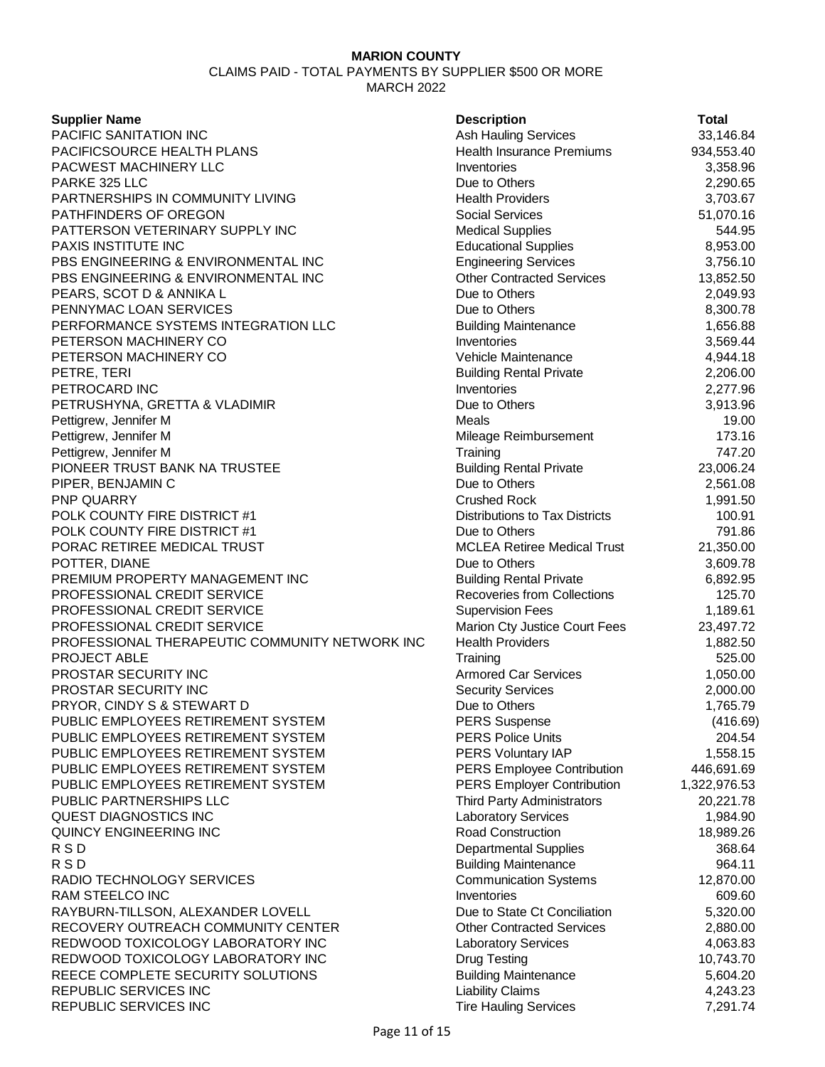**MARION COUNTY**

CLAIMS PAID - TOTAL PAYMENTS BY SUPPLIER $500 OR MORE

MARCH 2022

| Supplier Name | Description | Total |
|---|---|---|
| PACIFIC SANITATION INC | Ash Hauling Services | 33,146.84 |
| PACIFICSOURCE HEALTH PLANS | Health Insurance Premiums | 934,553.40 |
| PACWEST MACHINERY LLC | Inventories | 3,358.96 |
| PARKE 325 LLC | Due to Others | 2,290.65 |
| PARTNERSHIPS IN COMMUNITY LIVING | Health Providers | 3,703.67 |
| PATHFINDERS OF OREGON | Social Services | 51,070.16 |
| PATTERSON VETERINARY SUPPLY INC | Medical Supplies | 544.95 |
| PAXIS INSTITUTE INC | Educational Supplies | 8,953.00 |
| PBS ENGINEERING & ENVIRONMENTAL INC | Engineering Services | 3,756.10 |
| PBS ENGINEERING & ENVIRONMENTAL INC | Other Contracted Services | 13,852.50 |
| PEARS, SCOT D & ANNIKA L | Due to Others | 2,049.93 |
| PENNYMAC LOAN SERVICES | Due to Others | 8,300.78 |
| PERFORMANCE SYSTEMS INTEGRATION LLC | Building Maintenance | 1,656.88 |
| PETERSON MACHINERY CO | Inventories | 3,569.44 |
| PETERSON MACHINERY CO | Vehicle Maintenance | 4,944.18 |
| PETRE, TERI | Building Rental Private | 2,206.00 |
| PETROCARD INC | Inventories | 2,277.96 |
| PETRUSHYNA, GRETTA & VLADIMIR | Due to Others | 3,913.96 |
| Pettigrew, Jennifer M | Meals | 19.00 |
| Pettigrew, Jennifer M | Mileage Reimbursement | 173.16 |
| Pettigrew, Jennifer M | Training | 747.20 |
| PIONEER TRUST BANK NA TRUSTEE | Building Rental Private | 23,006.24 |
| PIPER, BENJAMIN C | Due to Others | 2,561.08 |
| PNP QUARRY | Crushed Rock | 1,991.50 |
| POLK COUNTY FIRE DISTRICT #1 | Distributions to Tax Districts | 100.91 |
| POLK COUNTY FIRE DISTRICT #1 | Due to Others | 791.86 |
| PORAC RETIREE MEDICAL TRUST | MCLEA Retiree Medical Trust | 21,350.00 |
| POTTER, DIANE | Due to Others | 3,609.78 |
| PREMIUM PROPERTY MANAGEMENT INC | Building Rental Private | 6,892.95 |
| PROFESSIONAL CREDIT SERVICE | Recoveries from Collections | 125.70 |
| PROFESSIONAL CREDIT SERVICE | Supervision Fees | 1,189.61 |
| PROFESSIONAL CREDIT SERVICE | Marion Cty Justice Court Fees | 23,497.72 |
| PROFESSIONAL THERAPEUTIC COMMUNITY NETWORK INC | Health Providers | 1,882.50 |
| PROJECT ABLE | Training | 525.00 |
| PROSTAR SECURITY INC | Armored Car Services | 1,050.00 |
| PROSTAR SECURITY INC | Security Services | 2,000.00 |
| PRYOR, CINDY S & STEWART D | Due to Others | 1,765.79 |
| PUBLIC EMPLOYEES RETIREMENT SYSTEM | PERS Suspense | (416.69) |
| PUBLIC EMPLOYEES RETIREMENT SYSTEM | PERS Police Units | 204.54 |
| PUBLIC EMPLOYEES RETIREMENT SYSTEM | PERS Voluntary IAP | 1,558.15 |
| PUBLIC EMPLOYEES RETIREMENT SYSTEM | PERS Employee Contribution | 446,691.69 |
| PUBLIC EMPLOYEES RETIREMENT SYSTEM | PERS Employer Contribution | 1,322,976.53 |
| PUBLIC PARTNERSHIPS LLC | Third Party Administrators | 20,221.78 |
| QUEST DIAGNOSTICS INC | Laboratory Services | 1,984.90 |
| QUINCY ENGINEERING INC | Road Construction | 18,989.26 |
| R S D | Departmental Supplies | 368.64 |
| R S D | Building Maintenance | 964.11 |
| RADIO TECHNOLOGY SERVICES | Communication Systems | 12,870.00 |
| RAM STEELCO INC | Inventories | 609.60 |
| RAYBURN-TILLSON, ALEXANDER LOVELL | Due to State Ct Conciliation | 5,320.00 |
| RECOVERY OUTREACH COMMUNITY CENTER | Other Contracted Services | 2,880.00 |
| REDWOOD TOXICOLOGY LABORATORY INC | Laboratory Services | 4,063.83 |
| REDWOOD TOXICOLOGY LABORATORY INC | Drug Testing | 10,743.70 |
| REECE COMPLETE SECURITY SOLUTIONS | Building Maintenance | 5,604.20 |
| REPUBLIC SERVICES INC | Liability Claims | 4,243.23 |
| REPUBLIC SERVICES INC | Tire Hauling Services | 7,291.74 |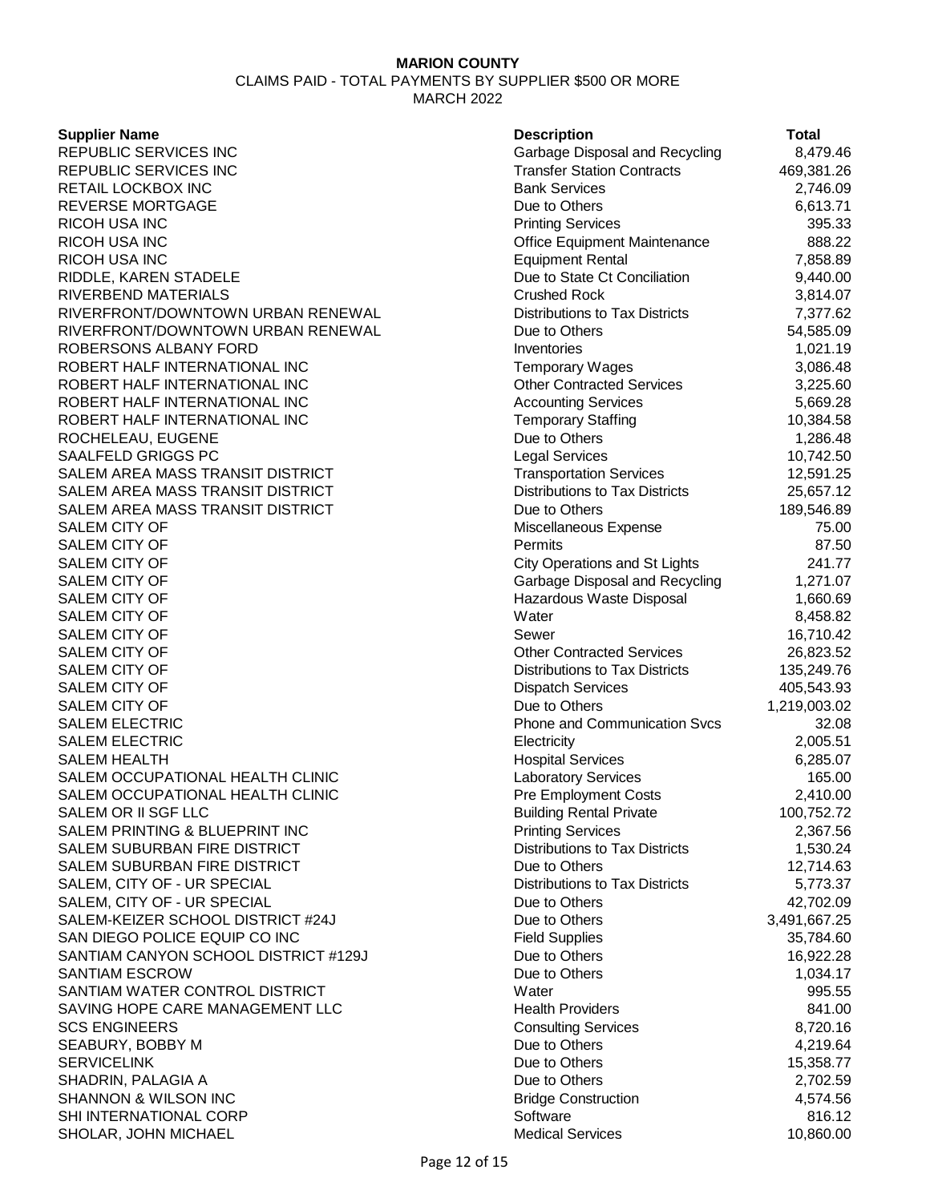**MARION COUNTY**

CLAIMS PAID - TOTAL PAYMENTS BY SUPPLIER $500 OR MORE

MARCH 2022

| Supplier Name | Description | Total |
|---|---|---|
| REPUBLIC SERVICES INC | Garbage Disposal and Recycling | 8,479.46 |
| REPUBLIC SERVICES INC | Transfer Station Contracts | 469,381.26 |
| RETAIL LOCKBOX INC | Bank Services | 2,746.09 |
| REVERSE MORTGAGE | Due to Others | 6,613.71 |
| RICOH USA INC | Printing Services | 395.33 |
| RICOH USA INC | Office Equipment Maintenance | 888.22 |
| RICOH USA INC | Equipment Rental | 7,858.89 |
| RIDDLE, KAREN STADELE | Due to State Ct Conciliation | 9,440.00 |
| RIVERBEND MATERIALS | Crushed Rock | 3,814.07 |
| RIVERFRONT/DOWNTOWN URBAN RENEWAL | Distributions to Tax Districts | 7,377.62 |
| RIVERFRONT/DOWNTOWN URBAN RENEWAL | Due to Others | 54,585.09 |
| ROBERSONS ALBANY FORD | Inventories | 1,021.19 |
| ROBERT HALF INTERNATIONAL INC | Temporary Wages | 3,086.48 |
| ROBERT HALF INTERNATIONAL INC | Other Contracted Services | 3,225.60 |
| ROBERT HALF INTERNATIONAL INC | Accounting Services | 5,669.28 |
| ROBERT HALF INTERNATIONAL INC | Temporary Staffing | 10,384.58 |
| ROCHELEAU, EUGENE | Due to Others | 1,286.48 |
| SAALFELD GRIGGS PC | Legal Services | 10,742.50 |
| SALEM AREA MASS TRANSIT DISTRICT | Transportation Services | 12,591.25 |
| SALEM AREA MASS TRANSIT DISTRICT | Distributions to Tax Districts | 25,657.12 |
| SALEM AREA MASS TRANSIT DISTRICT | Due to Others | 189,546.89 |
| SALEM CITY OF | Miscellaneous Expense | 75.00 |
| SALEM CITY OF | Permits | 87.50 |
| SALEM CITY OF | City Operations and St Lights | 241.77 |
| SALEM CITY OF | Garbage Disposal and Recycling | 1,271.07 |
| SALEM CITY OF | Hazardous Waste Disposal | 1,660.69 |
| SALEM CITY OF | Water | 8,458.82 |
| SALEM CITY OF | Sewer | 16,710.42 |
| SALEM CITY OF | Other Contracted Services | 26,823.52 |
| SALEM CITY OF | Distributions to Tax Districts | 135,249.76 |
| SALEM CITY OF | Dispatch Services | 405,543.93 |
| SALEM CITY OF | Due to Others | 1,219,003.02 |
| SALEM ELECTRIC | Phone and Communication Svcs | 32.08 |
| SALEM ELECTRIC | Electricity | 2,005.51 |
| SALEM HEALTH | Hospital Services | 6,285.07 |
| SALEM OCCUPATIONAL HEALTH CLINIC | Laboratory Services | 165.00 |
| SALEM OCCUPATIONAL HEALTH CLINIC | Pre Employment Costs | 2,410.00 |
| SALEM OR II SGF LLC | Building Rental Private | 100,752.72 |
| SALEM PRINTING & BLUEPRINT INC | Printing Services | 2,367.56 |
| SALEM SUBURBAN FIRE DISTRICT | Distributions to Tax Districts | 1,530.24 |
| SALEM SUBURBAN FIRE DISTRICT | Due to Others | 12,714.63 |
| SALEM, CITY OF - UR SPECIAL | Distributions to Tax Districts | 5,773.37 |
| SALEM, CITY OF - UR SPECIAL | Due to Others | 42,702.09 |
| SALEM-KEIZER SCHOOL DISTRICT #24J | Due to Others | 3,491,667.25 |
| SAN DIEGO POLICE EQUIP CO INC | Field Supplies | 35,784.60 |
| SANTIAM CANYON SCHOOL DISTRICT #129J | Due to Others | 16,922.28 |
| SANTIAM ESCROW | Due to Others | 1,034.17 |
| SANTIAM WATER CONTROL DISTRICT | Water | 995.55 |
| SAVING HOPE CARE MANAGEMENT LLC | Health Providers | 841.00 |
| SCS ENGINEERS | Consulting Services | 8,720.16 |
| SEABURY, BOBBY M | Due to Others | 4,219.64 |
| SERVICELINK | Due to Others | 15,358.77 |
| SHADRIN, PALAGIA A | Due to Others | 2,702.59 |
| SHANNON & WILSON INC | Bridge Construction | 4,574.56 |
| SHI INTERNATIONAL CORP | Software | 816.12 |
| SHOLAR, JOHN MICHAEL | Medical Services | 10,860.00 |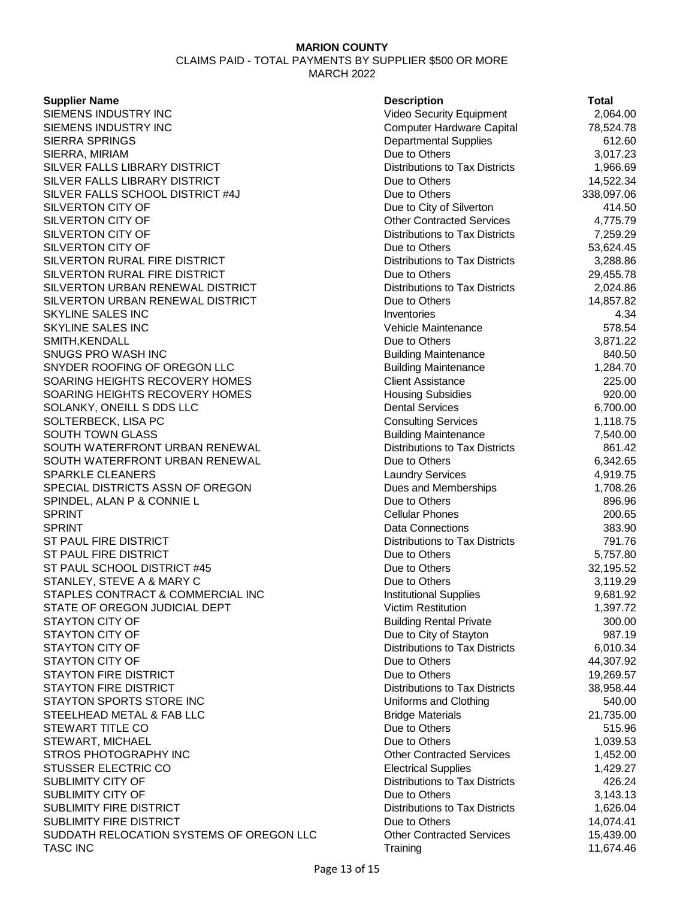**MARION COUNTY**

CLAIMS PAID - TOTAL PAYMENTS BY SUPPLIER $500 OR MORE

MARCH 2022

| Supplier Name | Description | Total |
|---|---|---|
| SIEMENS INDUSTRY INC | Video Security Equipment | 2,064.00 |
| SIEMENS INDUSTRY INC | Computer Hardware Capital | 78,524.78 |
| SIERRA SPRINGS | Departmental Supplies | 612.60 |
| SIERRA, MIRIAM | Due to Others | 3,017.23 |
| SILVER FALLS LIBRARY DISTRICT | Distributions to Tax Districts | 1,966.69 |
| SILVER FALLS LIBRARY DISTRICT | Due to Others | 14,522.34 |
| SILVER FALLS SCHOOL DISTRICT #4J | Due to Others | 338,097.06 |
| SILVERTON CITY OF | Due to City of Silverton | 414.50 |
| SILVERTON CITY OF | Other Contracted Services | 4,775.79 |
| SILVERTON CITY OF | Distributions to Tax Districts | 7,259.29 |
| SILVERTON CITY OF | Due to Others | 53,624.45 |
| SILVERTON RURAL FIRE DISTRICT | Distributions to Tax Districts | 3,288.86 |
| SILVERTON RURAL FIRE DISTRICT | Due to Others | 29,455.78 |
| SILVERTON URBAN RENEWAL DISTRICT | Distributions to Tax Districts | 2,024.86 |
| SILVERTON URBAN RENEWAL DISTRICT | Due to Others | 14,857.82 |
| SKYLINE SALES INC | Inventories | 4.34 |
| SKYLINE SALES INC | Vehicle Maintenance | 578.54 |
| SMITH,KENDALL | Due to Others | 3,871.22 |
| SNUGS PRO WASH INC | Building Maintenance | 840.50 |
| SNYDER ROOFING OF OREGON LLC | Building Maintenance | 1,284.70 |
| SOARING HEIGHTS RECOVERY HOMES | Client Assistance | 225.00 |
| SOARING HEIGHTS RECOVERY HOMES | Housing Subsidies | 920.00 |
| SOLANKY, ONEILL S DDS LLC | Dental Services | 6,700.00 |
| SOLTERBECK, LISA PC | Consulting Services | 1,118.75 |
| SOUTH TOWN GLASS | Building Maintenance | 7,540.00 |
| SOUTH WATERFRONT URBAN RENEWAL | Distributions to Tax Districts | 861.42 |
| SOUTH WATERFRONT URBAN RENEWAL | Due to Others | 6,342.65 |
| SPARKLE CLEANERS | Laundry Services | 4,919.75 |
| SPECIAL DISTRICTS ASSN OF OREGON | Dues and Memberships | 1,708.26 |
| SPINDEL, ALAN P & CONNIE L | Due to Others | 896.96 |
| SPRINT | Cellular Phones | 200.65 |
| SPRINT | Data Connections | 383.90 |
| ST PAUL FIRE DISTRICT | Distributions to Tax Districts | 791.76 |
| ST PAUL FIRE DISTRICT | Due to Others | 5,757.80 |
| ST PAUL SCHOOL DISTRICT #45 | Due to Others | 32,195.52 |
| STANLEY, STEVE A & MARY C | Due to Others | 3,119.29 |
| STAPLES CONTRACT & COMMERCIAL INC | Institutional Supplies | 9,681.92 |
| STATE OF OREGON JUDICIAL DEPT | Victim Restitution | 1,397.72 |
| STAYTON CITY OF | Building Rental Private | 300.00 |
| STAYTON CITY OF | Due to City of Stayton | 987.19 |
| STAYTON CITY OF | Distributions to Tax Districts | 6,010.34 |
| STAYTON CITY OF | Due to Others | 44,307.92 |
| STAYTON FIRE DISTRICT | Due to Others | 19,269.57 |
| STAYTON FIRE DISTRICT | Distributions to Tax Districts | 38,958.44 |
| STAYTON SPORTS STORE INC | Uniforms and Clothing | 540.00 |
| STEELHEAD METAL & FAB LLC | Bridge Materials | 21,735.00 |
| STEWART TITLE CO | Due to Others | 515.96 |
| STEWART, MICHAEL | Due to Others | 1,039.53 |
| STROS PHOTOGRAPHY INC | Other Contracted Services | 1,452.00 |
| STUSSER ELECTRIC CO | Electrical Supplies | 1,429.27 |
| SUBLIMITY CITY OF | Distributions to Tax Districts | 426.24 |
| SUBLIMITY CITY OF | Due to Others | 3,143.13 |
| SUBLIMITY FIRE DISTRICT | Distributions to Tax Districts | 1,626.04 |
| SUBLIMITY FIRE DISTRICT | Due to Others | 14,074.41 |
| SUDDATH RELOCATION SYSTEMS OF OREGON LLC | Other Contracted Services | 15,439.00 |
| TASC INC | Training | 11,674.46 |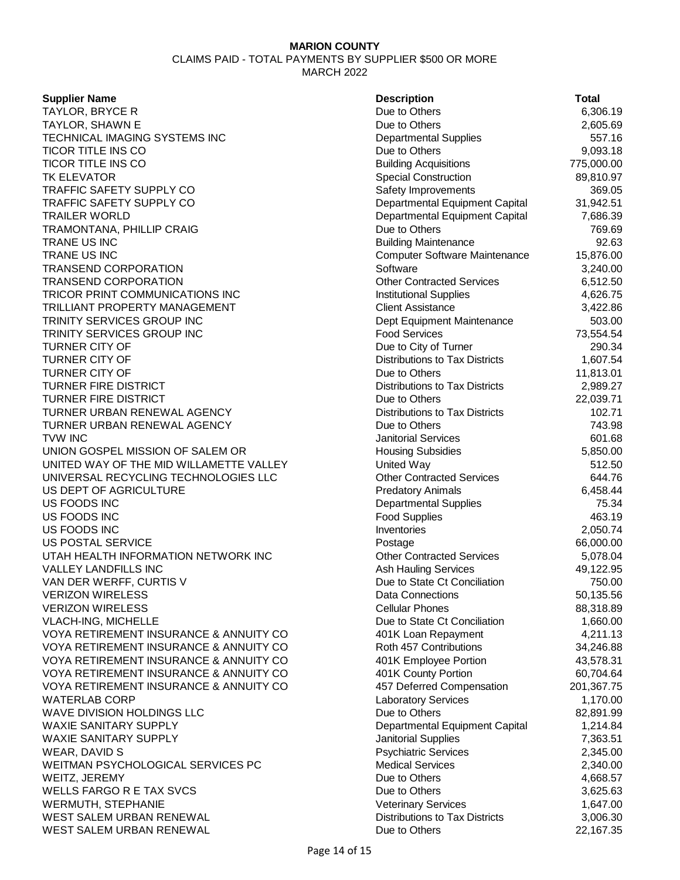**MARION COUNTY**

CLAIMS PAID - TOTAL PAYMENTS BY SUPPLIER $500 OR MORE

MARCH 2022

| Supplier Name | Description | Total |
|---|---|---|
| TAYLOR, BRYCE R | Due to Others | 6,306.19 |
| TAYLOR, SHAWN E | Due to Others | 2,605.69 |
| TECHNICAL IMAGING SYSTEMS INC | Departmental Supplies | 557.16 |
| TICOR TITLE INS CO | Due to Others | 9,093.18 |
| TICOR TITLE INS CO | Building Acquisitions | 775,000.00 |
| TK ELEVATOR | Special Construction | 89,810.97 |
| TRAFFIC SAFETY SUPPLY CO | Safety Improvements | 369.05 |
| TRAFFIC SAFETY SUPPLY CO | Departmental Equipment Capital | 31,942.51 |
| TRAILER WORLD | Departmental Equipment Capital | 7,686.39 |
| TRAMONTANA, PHILLIP CRAIG | Due to Others | 769.69 |
| TRANE US INC | Building Maintenance | 92.63 |
| TRANE US INC | Computer Software Maintenance | 15,876.00 |
| TRANSEND CORPORATION | Software | 3,240.00 |
| TRANSEND CORPORATION | Other Contracted Services | 6,512.50 |
| TRICOR PRINT COMMUNICATIONS INC | Institutional Supplies | 4,626.75 |
| TRILLIANT PROPERTY MANAGEMENT | Client Assistance | 3,422.86 |
| TRINITY SERVICES GROUP INC | Dept Equipment Maintenance | 503.00 |
| TRINITY SERVICES GROUP INC | Food Services | 73,554.54 |
| TURNER CITY OF | Due to City of Turner | 290.34 |
| TURNER CITY OF | Distributions to Tax Districts | 1,607.54 |
| TURNER CITY OF | Due to Others | 11,813.01 |
| TURNER FIRE DISTRICT | Distributions to Tax Districts | 2,989.27 |
| TURNER FIRE DISTRICT | Due to Others | 22,039.71 |
| TURNER URBAN RENEWAL AGENCY | Distributions to Tax Districts | 102.71 |
| TURNER URBAN RENEWAL AGENCY | Due to Others | 743.98 |
| TVW INC | Janitorial Services | 601.68 |
| UNION GOSPEL MISSION OF SALEM OR | Housing Subsidies | 5,850.00 |
| UNITED WAY OF THE MID WILLAMETTE VALLEY | United Way | 512.50 |
| UNIVERSAL RECYCLING TECHNOLOGIES LLC | Other Contracted Services | 644.76 |
| US DEPT OF AGRICULTURE | Predatory Animals | 6,458.44 |
| US FOODS INC | Departmental Supplies | 75.34 |
| US FOODS INC | Food Supplies | 463.19 |
| US FOODS INC | Inventories | 2,050.74 |
| US POSTAL SERVICE | Postage | 66,000.00 |
| UTAH HEALTH INFORMATION NETWORK INC | Other Contracted Services | 5,078.04 |
| VALLEY LANDFILLS INC | Ash Hauling Services | 49,122.95 |
| VAN DER WERFF, CURTIS V | Due to State Ct Conciliation | 750.00 |
| VERIZON WIRELESS | Data Connections | 50,135.56 |
| VERIZON WIRELESS | Cellular Phones | 88,318.89 |
| VLACH-ING, MICHELLE | Due to State Ct Conciliation | 1,660.00 |
| VOYA RETIREMENT INSURANCE & ANNUITY CO | 401K Loan Repayment | 4,211.13 |
| VOYA RETIREMENT INSURANCE & ANNUITY CO | Roth 457 Contributions | 34,246.88 |
| VOYA RETIREMENT INSURANCE & ANNUITY CO | 401K Employee Portion | 43,578.31 |
| VOYA RETIREMENT INSURANCE & ANNUITY CO | 401K County Portion | 60,704.64 |
| VOYA RETIREMENT INSURANCE & ANNUITY CO | 457 Deferred Compensation | 201,367.75 |
| WATERLAB CORP | Laboratory Services | 1,170.00 |
| WAVE DIVISION HOLDINGS LLC | Due to Others | 82,891.99 |
| WAXIE SANITARY SUPPLY | Departmental Equipment Capital | 1,214.84 |
| WAXIE SANITARY SUPPLY | Janitorial Supplies | 7,363.51 |
| WEAR, DAVID S | Psychiatric Services | 2,345.00 |
| WEITMAN PSYCHOLOGICAL SERVICES PC | Medical Services | 2,340.00 |
| WEITZ, JEREMY | Due to Others | 4,668.57 |
| WELLS FARGO R E TAX SVCS | Due to Others | 3,625.63 |
| WERMUTH, STEPHANIE | Veterinary Services | 1,647.00 |
| WEST SALEM URBAN RENEWAL | Distributions to Tax Districts | 3,006.30 |
| WEST SALEM URBAN RENEWAL | Due to Others | 22,167.35 |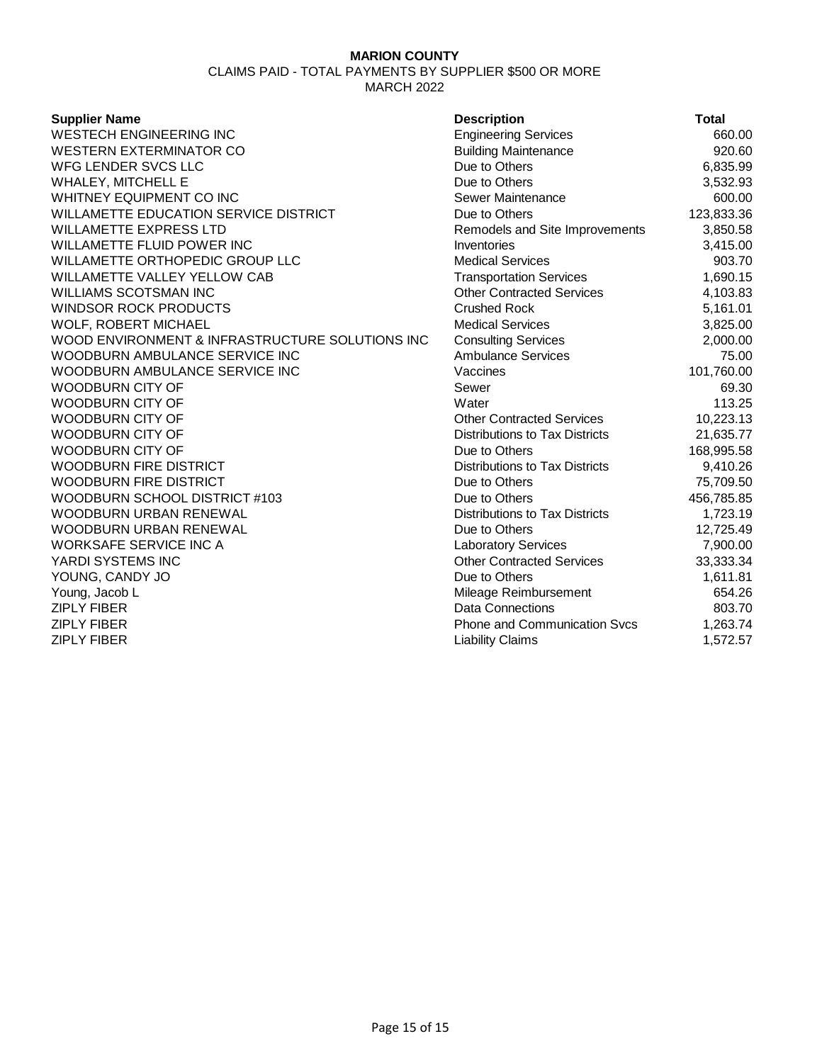**MARION COUNTY**

CLAIMS PAID - TOTAL PAYMENTS BY SUPPLIER $500 OR MORE

MARCH 2022

| Supplier Name | Description | Total |
|---|---|---|
| WESTECH ENGINEERING INC | Engineering Services | 660.00 |
| WESTERN EXTERMINATOR CO | Building Maintenance | 920.60 |
| WFG LENDER SVCS LLC | Due to Others | 6,835.99 |
| WHALEY, MITCHELL E | Due to Others | 3,532.93 |
| WHITNEY EQUIPMENT CO INC | Sewer Maintenance | 600.00 |
| WILLAMETTE EDUCATION SERVICE DISTRICT | Due to Others | 123,833.36 |
| WILLAMETTE EXPRESS LTD | Remodels and Site Improvements | 3,850.58 |
| WILLAMETTE FLUID POWER INC | Inventories | 3,415.00 |
| WILLAMETTE ORTHOPEDIC GROUP LLC | Medical Services | 903.70 |
| WILLAMETTE VALLEY YELLOW CAB | Transportation Services | 1,690.15 |
| WILLIAMS SCOTSMAN INC | Other Contracted Services | 4,103.83 |
| WINDSOR ROCK PRODUCTS | Crushed Rock | 5,161.01 |
| WOLF, ROBERT MICHAEL | Medical Services | 3,825.00 |
| WOOD ENVIRONMENT & INFRASTRUCTURE SOLUTIONS INC | Consulting Services | 2,000.00 |
| WOODBURN AMBULANCE SERVICE INC | Ambulance Services | 75.00 |
| WOODBURN AMBULANCE SERVICE INC | Vaccines | 101,760.00 |
| WOODBURN CITY OF | Sewer | 69.30 |
| WOODBURN CITY OF | Water | 113.25 |
| WOODBURN CITY OF | Other Contracted Services | 10,223.13 |
| WOODBURN CITY OF | Distributions to Tax Districts | 21,635.77 |
| WOODBURN CITY OF | Due to Others | 168,995.58 |
| WOODBURN FIRE DISTRICT | Distributions to Tax Districts | 9,410.26 |
| WOODBURN FIRE DISTRICT | Due to Others | 75,709.50 |
| WOODBURN SCHOOL DISTRICT #103 | Due to Others | 456,785.85 |
| WOODBURN URBAN RENEWAL | Distributions to Tax Districts | 1,723.19 |
| WOODBURN URBAN RENEWAL | Due to Others | 12,725.49 |
| WORKSAFE SERVICE INC A | Laboratory Services | 7,900.00 |
| YARDI SYSTEMS INC | Other Contracted Services | 33,333.34 |
| YOUNG, CANDY JO | Due to Others | 1,611.81 |
| Young, Jacob L | Mileage Reimbursement | 654.26 |
| ZIPLY FIBER | Data Connections | 803.70 |
| ZIPLY FIBER | Phone and Communication Svcs | 1,263.74 |
| ZIPLY FIBER | Liability Claims | 1,572.57 |